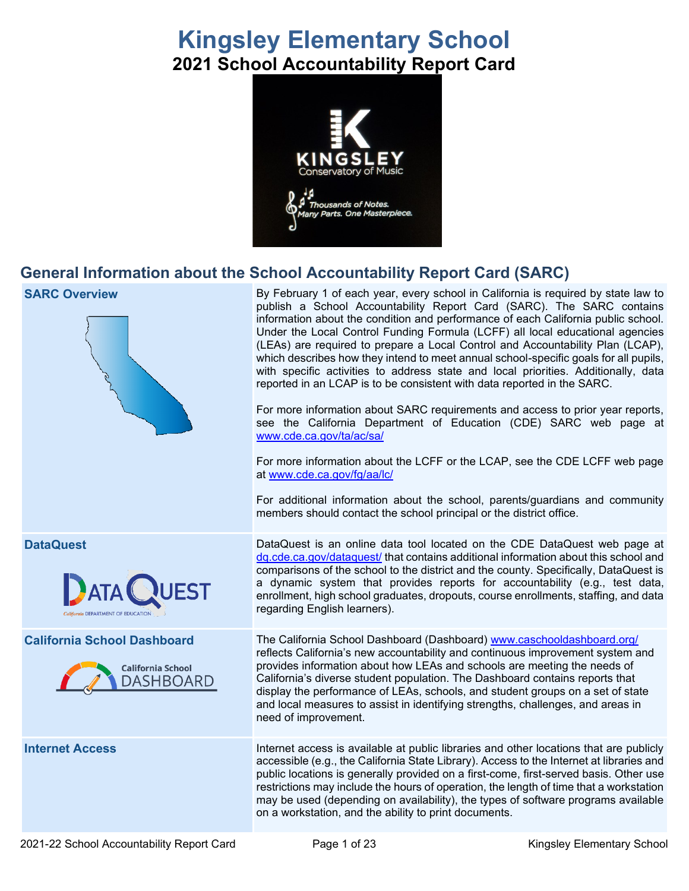# Kingsley Elementary School

## 2021 School Accountability Report Card

## General Information about the School Accountability Report Card (SARC)

| | |
|---|---|
| **SARC Overview** | By February 1 of each year, every school in California is required by state law to publish a School Accountability Report Card (SARC). The SARC contains information about the condition and performance of each California public school. Under the Local Control Funding Formula (LCFF) all local educational agencies (LEAs) are required to prepare a Local Control and Accountability Plan (LCAP), which describes how they intend to meet annual school-specific goals for all pupils, with specific activities to address state and local priorities. Additionally, data reported in an LCAP is to be consistent with data reported in the SARC.<br><br>For more information about SARC requirements and access to prior year reports, see the California Department of Education (CDE) SARC web page at www.cde.ca.gov/ta/ac/sa/<br><br>For more information about the LCFF or the LCAP, see the CDE LCFF web page at www.cde.ca.gov/fg/aa/lc/<br><br>For additional information about the school, parents/guardians and community members should contact the school principal or the district office. |
| **DataQuest** | DataQuest is an online data tool located on the CDE DataQuest web page at dq.cde.ca.gov/dataquest/ that contains additional information about this school and comparisons of the school to the district and the county. Specifically, DataQuest is a dynamic system that provides reports for accountability (e.g., test data, enrollment, high school graduates, dropouts, course enrollments, staffing, and data regarding English learners). |
| **California School Dashboard** | The California School Dashboard (Dashboard) www.caschooldashboard.org/ reflects California's new accountability and continuous improvement system and provides information about how LEAs and schools are meeting the needs of California's diverse student population. The Dashboard contains reports that display the performance of LEAs, schools, and student groups on a set of state and local measures to assist in identifying strengths, challenges, and areas in need of improvement. |
| **Internet Access** | Internet access is available at public libraries and other locations that are publicly accessible (e.g., the California State Library). Access to the Internet at libraries and public locations is generally provided on a first-come, first-served basis. Other use restrictions may include the hours of operation, the length of time that a workstation may be used (depending on availability), the types of software programs available on a workstation, and the ability to print documents. |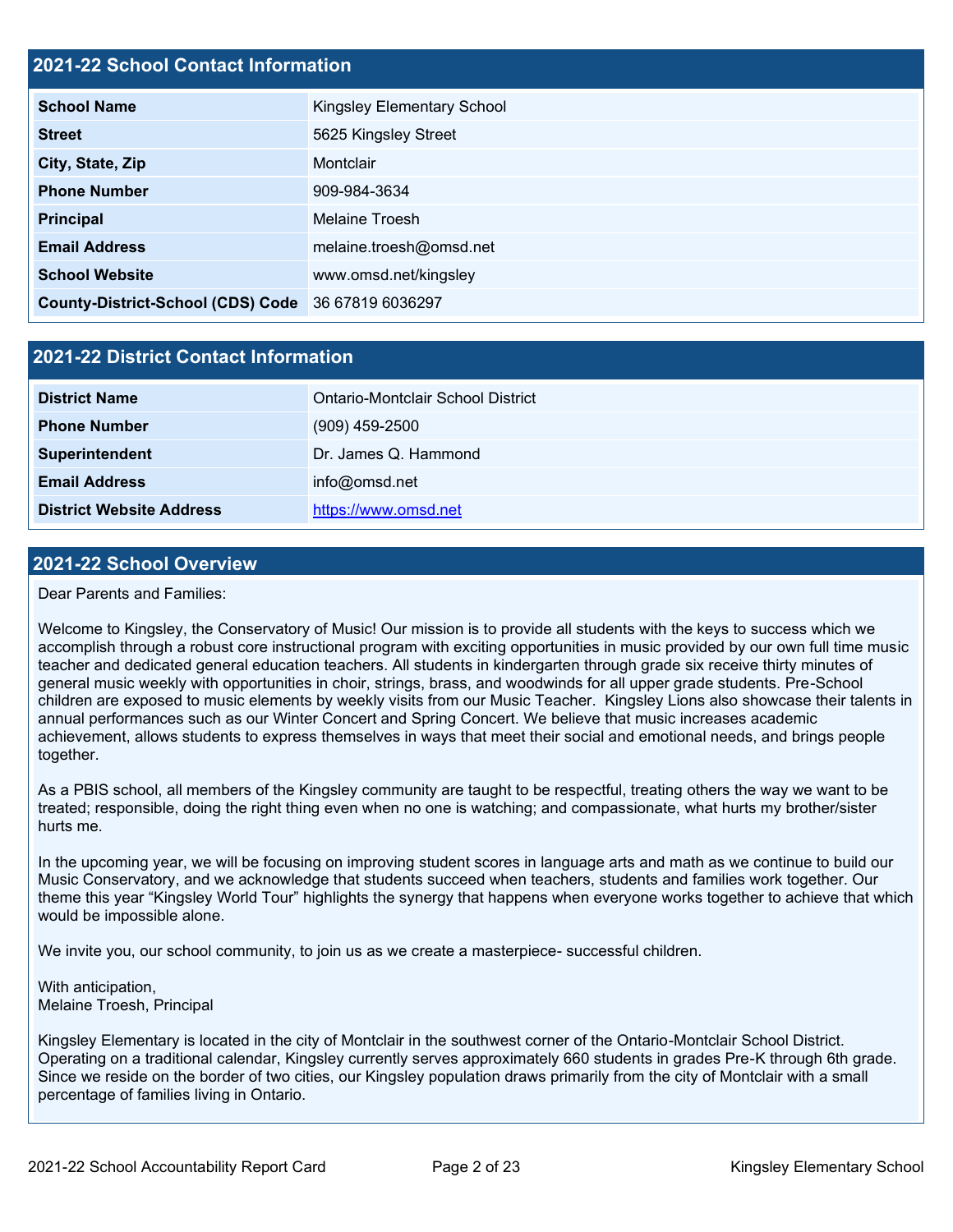## 2021-22 School Contact Information

| | |
|---|---|
| **School Name** | Kingsley Elementary School |
| **Street** | 5625 Kingsley Street |
| **City, State, Zip** | Montclair |
| **Phone Number** | 909-984-3634 |
| **Principal** | Melaine Troesh |
| **Email Address** | melaine.troesh@omsd.net |
| **School Website** | www.omsd.net/kingsley |
| **County-District-School (CDS) Code** | 36 67819 6036297 |

## 2021-22 District Contact Information

| | |
|---|---|
| **District Name** | Ontario-Montclair School District |
| **Phone Number** | (909) 459-2500 |
| **Superintendent** | Dr. James Q. Hammond |
| **Email Address** | info@omsd.net |
| **District Website Address** | https://www.omsd.net |

## 2021-22 School Overview

Dear Parents and Families:

Welcome to Kingsley, the Conservatory of Music! Our mission is to provide all students with the keys to success which we accomplish through a robust core instructional program with exciting opportunities in music provided by our own full time music teacher and dedicated general education teachers. All students in kindergarten through grade six receive thirty minutes of general music weekly with opportunities in choir, strings, brass, and woodwinds for all upper grade students. Pre-School children are exposed to music elements by weekly visits from our Music Teacher. Kingsley Lions also showcase their talents in annual performances such as our Winter Concert and Spring Concert. We believe that music increases academic achievement, allows students to express themselves in ways that meet their social and emotional needs, and brings people together.

As a PBIS school, all members of the Kingsley community are taught to be respectful, treating others the way we want to be treated; responsible, doing the right thing even when no one is watching; and compassionate, what hurts my brother/sister hurts me.

In the upcoming year, we will be focusing on improving student scores in language arts and math as we continue to build our Music Conservatory, and we acknowledge that students succeed when teachers, students and families work together. Our theme this year "Kingsley World Tour" highlights the synergy that happens when everyone works together to achieve that which would be impossible alone.

We invite you, our school community, to join us as we create a masterpiece- successful children.

With anticipation,
Melaine Troesh, Principal

Kingsley Elementary is located in the city of Montclair in the southwest corner of the Ontario-Montclair School District. Operating on a traditional calendar, Kingsley currently serves approximately 660 students in grades Pre-K through 6th grade. Since we reside on the border of two cities, our Kingsley population draws primarily from the city of Montclair with a small percentage of families living in Ontario.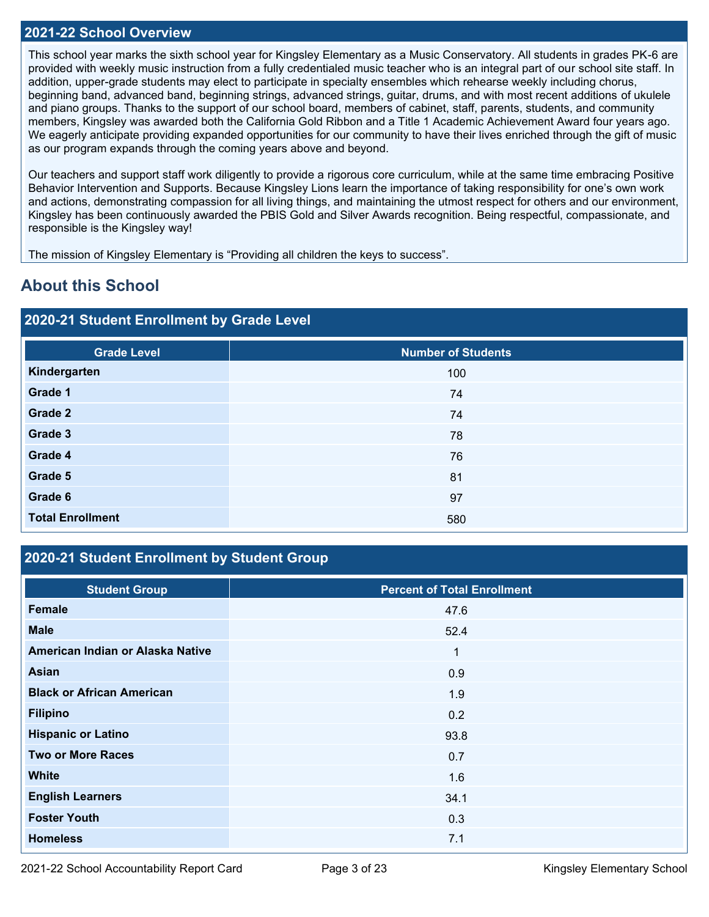## 2021-22 School Overview

This school year marks the sixth school year for Kingsley Elementary as a Music Conservatory. All students in grades PK-6 are provided with weekly music instruction from a fully credentialed music teacher who is an integral part of our school site staff. In addition, upper-grade students may elect to participate in specialty ensembles which rehearse weekly including chorus, beginning band, advanced band, beginning strings, advanced strings, guitar, drums, and with most recent additions of ukulele and piano groups. Thanks to the support of our school board, members of cabinet, staff, parents, students, and community members, Kingsley was awarded both the California Gold Ribbon and a Title 1 Academic Achievement Award four years ago. We eagerly anticipate providing expanded opportunities for our community to have their lives enriched through the gift of music as our program expands through the coming years above and beyond.

Our teachers and support staff work diligently to provide a rigorous core curriculum, while at the same time embracing Positive Behavior Intervention and Supports. Because Kingsley Lions learn the importance of taking responsibility for one's own work and actions, demonstrating compassion for all living things, and maintaining the utmost respect for others and our environment, Kingsley has been continuously awarded the PBIS Gold and Silver Awards recognition. Being respectful, compassionate, and responsible is the Kingsley way!

The mission of Kingsley Elementary is "Providing all children the keys to success".

# About this School

## 2020-21 Student Enrollment by Grade Level

| Grade Level | Number of Students |
|---|---|
| Kindergarten | 100 |
| Grade 1 | 74 |
| Grade 2 | 74 |
| Grade 3 | 78 |
| Grade 4 | 76 |
| Grade 5 | 81 |
| Grade 6 | 97 |
| Total Enrollment | 580 |

## 2020-21 Student Enrollment by Student Group

| Student Group | Percent of Total Enrollment |
|---|---|
| Female | 47.6 |
| Male | 52.4 |
| American Indian or Alaska Native | 1 |
| Asian | 0.9 |
| Black or African American | 1.9 |
| Filipino | 0.2 |
| Hispanic or Latino | 93.8 |
| Two or More Races | 0.7 |
| White | 1.6 |
| English Learners | 34.1 |
| Foster Youth | 0.3 |
| Homeless | 7.1 |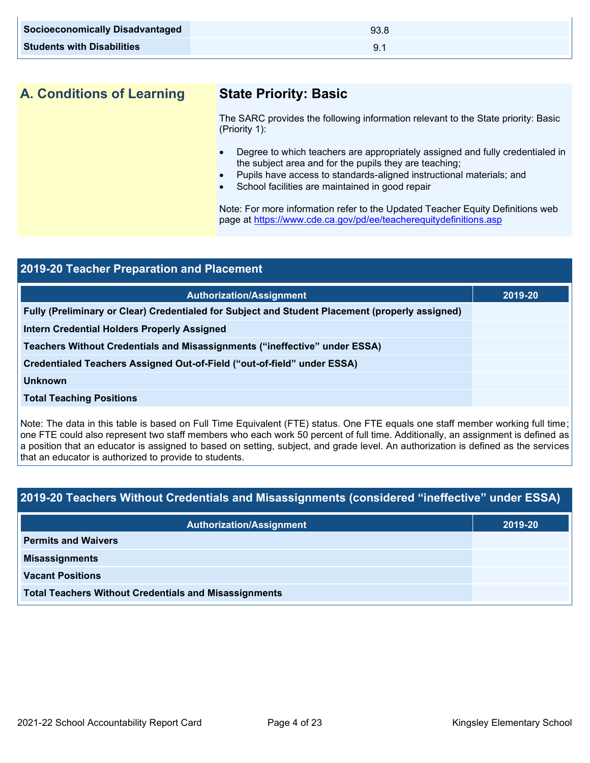| | |
|---|---|
| **Socioeconomically Disadvantaged** | 93.8 |
| **Students with Disabilities** | 9.1 |

## A. Conditions of Learning

### State Priority: Basic

The SARC provides the following information relevant to the State priority: Basic (Priority 1):

- Degree to which teachers are appropriately assigned and fully credentialed in the subject area and for the pupils they are teaching;
- Pupils have access to standards-aligned instructional materials; and
- School facilities are maintained in good repair

Note: For more information refer to the Updated Teacher Equity Definitions web page at https://www.cde.ca.gov/pd/ee/teacherequitydefinitions.asp

### 2019-20 Teacher Preparation and Placement

| Authorization/Assignment | 2019-20 |
|---|---|
| **Fully (Preliminary or Clear) Credentialed for Subject and Student Placement (properly assigned)** | |
| **Intern Credential Holders Properly Assigned** | |
| **Teachers Without Credentials and Misassignments (“ineffective” under ESSA)** | |
| **Credentialed Teachers Assigned Out-of-Field (“out-of-field” under ESSA)** | |
| **Unknown** | |
| **Total Teaching Positions** | |

Note: The data in this table is based on Full Time Equivalent (FTE) status. One FTE equals one staff member working full time; one FTE could also represent two staff members who each work 50 percent of full time. Additionally, an assignment is defined as a position that an educator is assigned to based on setting, subject, and grade level. An authorization is defined as the services that an educator is authorized to provide to students.

### 2019-20 Teachers Without Credentials and Misassignments (considered “ineffective” under ESSA)

| Authorization/Assignment | 2019-20 |
|---|---|
| **Permits and Waivers** | |
| **Misassignments** | |
| **Vacant Positions** | |
| **Total Teachers Without Credentials and Misassignments** | |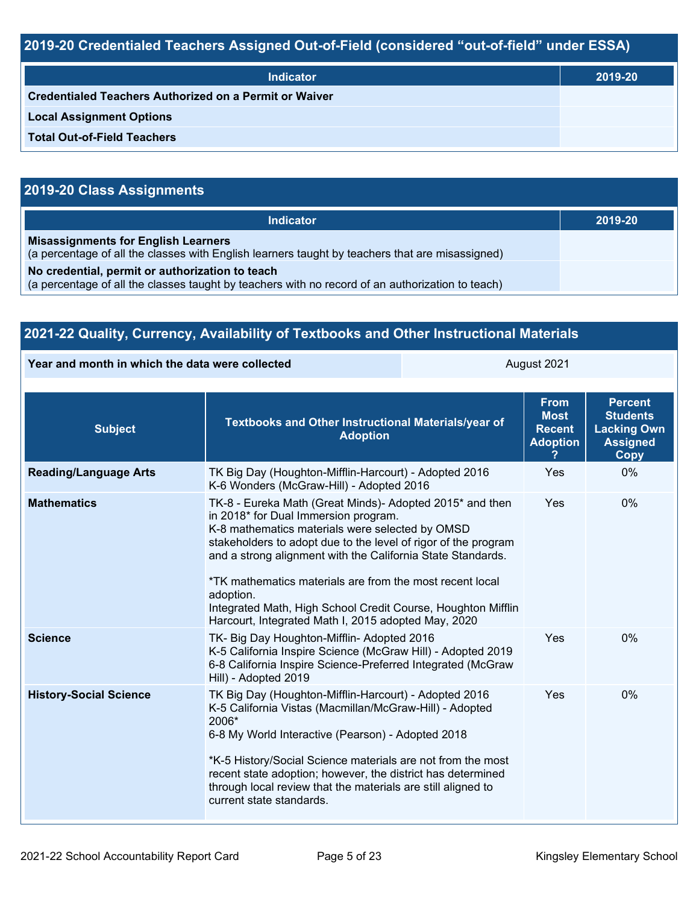## 2019-20 Credentialed Teachers Assigned Out-of-Field (considered "out-of-field" under ESSA)

| Indicator | 2019-20 |
|---|---|
| **Credentialed Teachers Authorized on a Permit or Waiver** | |
| **Local Assignment Options** | |
| **Total Out-of-Field Teachers** | |

## 2019-20 Class Assignments

| Indicator | 2019-20 |
|---|---|
| **Misassignments for English Learners**<br>(a percentage of all the classes with English learners taught by teachers that are misassigned) | |
| **No credential, permit or authorization to teach**<br>(a percentage of all the classes taught by teachers with no record of an authorization to teach) | |

## 2021-22 Quality, Currency, Availability of Textbooks and Other Instructional Materials

| **Year and month in which the data were collected** | August 2021 |
|---|---|

| Subject | Textbooks and Other Instructional Materials/year of Adoption | From Most Recent Adoption ? | Percent Students Lacking Own Assigned Copy |
|---|---|---|---|
| **Reading/Language Arts** | TK Big Day (Houghton-Mifflin-Harcourt) - Adopted 2016<br>K-6 Wonders (McGraw-Hill) - Adopted 2016 | Yes | 0% |
| **Mathematics** | TK-8 - Eureka Math (Great Minds)- Adopted 2015* and then in 2018* for Dual Immersion program.<br>K-8 mathematics materials were selected by OMSD stakeholders to adopt due to the level of rigor of the program and a strong alignment with the California State Standards.<br><br>*TK mathematics materials are from the most recent local adoption.<br>Integrated Math, High School Credit Course, Houghton Mifflin Harcourt, Integrated Math I, 2015 adopted May, 2020 | Yes | 0% |
| **Science** | TK- Big Day Houghton-Mifflin- Adopted 2016<br>K-5 California Inspire Science (McGraw Hill) - Adopted 2019<br>6-8 California Inspire Science-Preferred Integrated (McGraw Hill) - Adopted 2019 | Yes | 0% |
| **History-Social Science** | TK Big Day (Houghton-Mifflin-Harcourt) - Adopted 2016<br>K-5 California Vistas (Macmillan/McGraw-Hill) - Adopted 2006*<br>6-8 My World Interactive (Pearson) - Adopted 2018<br><br>*K-5 History/Social Science materials are not from the most recent state adoption; however, the district has determined through local review that the materials are still aligned to current state standards. | Yes | 0% |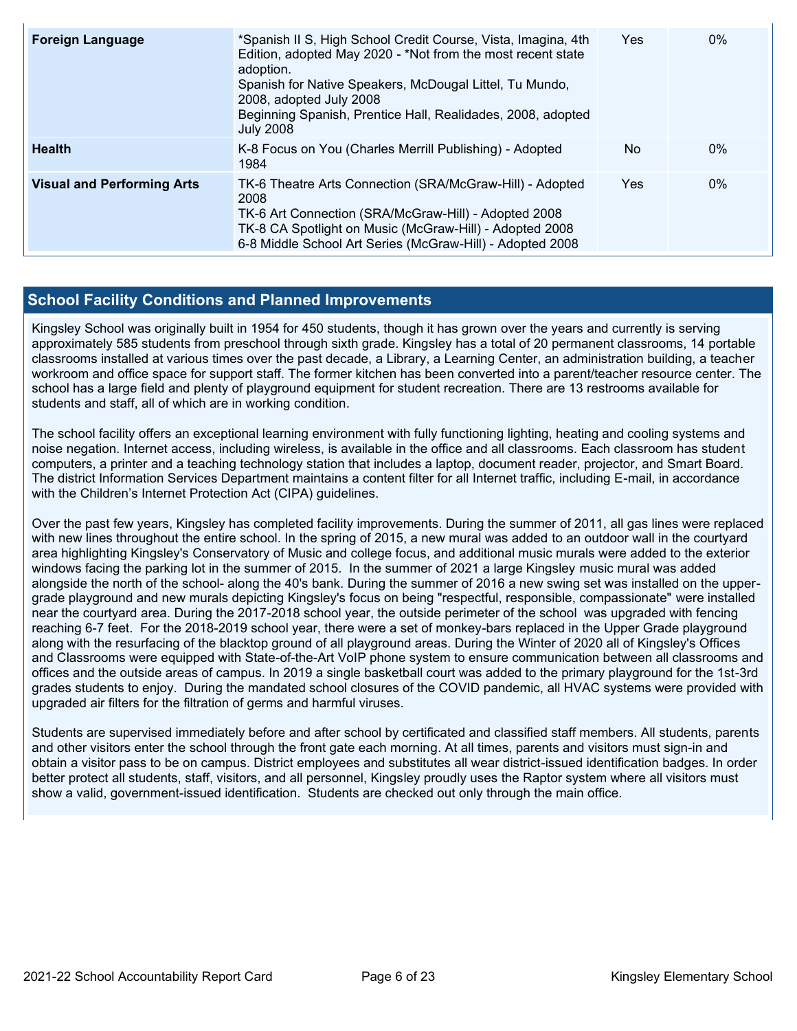| | | | |
|---|---|---|---|
| **Foreign Language** | *Spanish II S, High School Credit Course, Vista, Imagina, 4th Edition, adopted May 2020 - *Not from the most recent state adoption.<br>Spanish for Native Speakers, McDougal Littel, Tu Mundo, 2008, adopted July 2008<br>Beginning Spanish, Prentice Hall, Realidades, 2008, adopted July 2008 | Yes | 0% |
| **Health** | K-8 Focus on You (Charles Merrill Publishing) - Adopted 1984 | No | 0% |
| **Visual and Performing Arts** | TK-6 Theatre Arts Connection (SRA/McGraw-Hill) - Adopted 2008<br>TK-6 Art Connection (SRA/McGraw-Hill) - Adopted 2008<br>TK-8 CA Spotlight on Music (McGraw-Hill) - Adopted 2008<br>6-8 Middle School Art Series (McGraw-Hill) - Adopted 2008 | Yes | 0% |

## School Facility Conditions and Planned Improvements

Kingsley School was originally built in 1954 for 450 students, though it has grown over the years and currently is serving approximately 585 students from preschool through sixth grade. Kingsley has a total of 20 permanent classrooms, 14 portable classrooms installed at various times over the past decade, a Library, a Learning Center, an administration building, a teacher workroom and office space for support staff. The former kitchen has been converted into a parent/teacher resource center. The school has a large field and plenty of playground equipment for student recreation. There are 13 restrooms available for students and staff, all of which are in working condition.

The school facility offers an exceptional learning environment with fully functioning lighting, heating and cooling systems and noise negation. Internet access, including wireless, is available in the office and all classrooms. Each classroom has student computers, a printer and a teaching technology station that includes a laptop, document reader, projector, and Smart Board. The district Information Services Department maintains a content filter for all Internet traffic, including E-mail, in accordance with the Children's Internet Protection Act (CIPA) guidelines.

Over the past few years, Kingsley has completed facility improvements. During the summer of 2011, all gas lines were replaced with new lines throughout the entire school. In the spring of 2015, a new mural was added to an outdoor wall in the courtyard area highlighting Kingsley's Conservatory of Music and college focus, and additional music murals were added to the exterior windows facing the parking lot in the summer of 2015. In the summer of 2021 a large Kingsley music mural was added alongside the north of the school- along the 40's bank. During the summer of 2016 a new swing set was installed on the upper-grade playground and new murals depicting Kingsley's focus on being "respectful, responsible, compassionate" were installed near the courtyard area. During the 2017-2018 school year, the outside perimeter of the school was upgraded with fencing reaching 6-7 feet. For the 2018-2019 school year, there were a set of monkey-bars replaced in the Upper Grade playground along with the resurfacing of the blacktop ground of all playground areas. During the Winter of 2020 all of Kingsley's Offices and Classrooms were equipped with State-of-the-Art VoIP phone system to ensure communication between all classrooms and offices and the outside areas of campus. In 2019 a single basketball court was added to the primary playground for the 1st-3rd grades students to enjoy. During the mandated school closures of the COVID pandemic, all HVAC systems were provided with upgraded air filters for the filtration of germs and harmful viruses.

Students are supervised immediately before and after school by certificated and classified staff members. All students, parents and other visitors enter the school through the front gate each morning. At all times, parents and visitors must sign-in and obtain a visitor pass to be on campus. District employees and substitutes all wear district-issued identification badges. In order better protect all students, staff, visitors, and all personnel, Kingsley proudly uses the Raptor system where all visitors must show a valid, government-issued identification. Students are checked out only through the main office.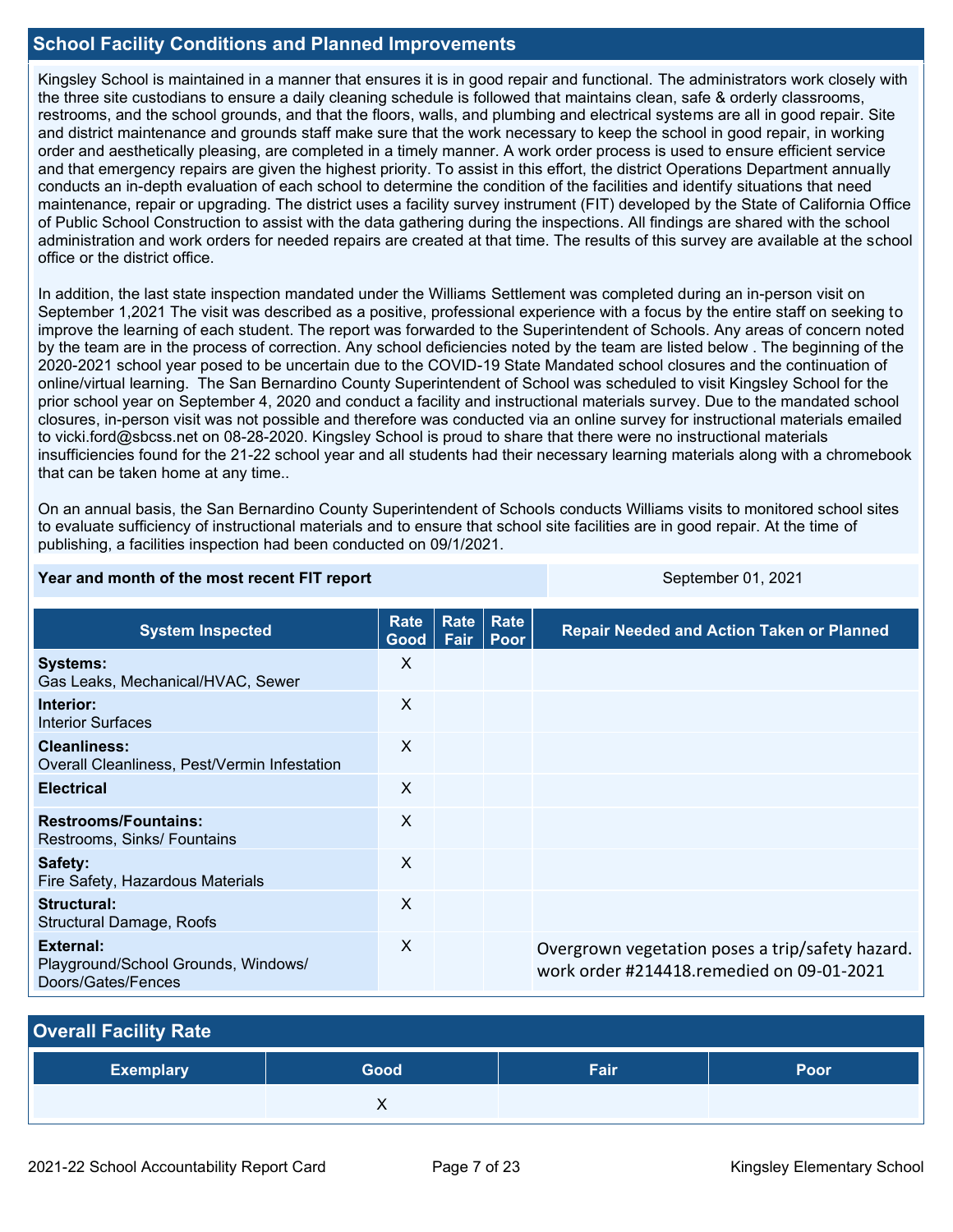## School Facility Conditions and Planned Improvements

Kingsley School is maintained in a manner that ensures it is in good repair and functional. The administrators work closely with the three site custodians to ensure a daily cleaning schedule is followed that maintains clean, safe & orderly classrooms, restrooms, and the school grounds, and that the floors, walls, and plumbing and electrical systems are all in good repair. Site and district maintenance and grounds staff make sure that the work necessary to keep the school in good repair, in working order and aesthetically pleasing, are completed in a timely manner. A work order process is used to ensure efficient service and that emergency repairs are given the highest priority. To assist in this effort, the district Operations Department annually conducts an in-depth evaluation of each school to determine the condition of the facilities and identify situations that need maintenance, repair or upgrading. The district uses a facility survey instrument (FIT) developed by the State of California Office of Public School Construction to assist with the data gathering during the inspections. All findings are shared with the school administration and work orders for needed repairs are created at that time. The results of this survey are available at the school office or the district office.

In addition, the last state inspection mandated under the Williams Settlement was completed during an in-person visit on September 1,2021 The visit was described as a positive, professional experience with a focus by the entire staff on seeking to improve the learning of each student. The report was forwarded to the Superintendent of Schools. Any areas of concern noted by the team are in the process of correction. Any school deficiencies noted by the team are listed below . The beginning of the 2020-2021 school year posed to be uncertain due to the COVID-19 State Mandated school closures and the continuation of online/virtual learning. The San Bernardino County Superintendent of School was scheduled to visit Kingsley School for the prior school year on September 4, 2020 and conduct a facility and instructional materials survey. Due to the mandated school closures, in-person visit was not possible and therefore was conducted via an online survey for instructional materials emailed to vicki.ford@sbcss.net on 08-28-2020. Kingsley School is proud to share that there were no instructional materials insufficiencies found for the 21-22 school year and all students had their necessary learning materials along with a chromebook that can be taken home at any time..

On an annual basis, the San Bernardino County Superintendent of Schools conducts Williams visits to monitored school sites to evaluate sufficiency of instructional materials and to ensure that school site facilities are in good repair. At the time of publishing, a facilities inspection had been conducted on 09/1/2021.

| Year and month of the most recent FIT report | September 01, 2021 |
|---|---|

| System Inspected | Rate Good | Rate Fair | Rate Poor | Repair Needed and Action Taken or Planned |
|---|---|---|---|---|
| **Systems:** Gas Leaks, Mechanical/HVAC, Sewer | X | | | |
| **Interior:** Interior Surfaces | X | | | |
| **Cleanliness:** Overall Cleanliness, Pest/Vermin Infestation | X | | | |
| **Electrical** | X | | | |
| **Restrooms/Fountains:** Restrooms, Sinks/ Fountains | X | | | |
| **Safety:** Fire Safety, Hazardous Materials | X | | | |
| **Structural:** Structural Damage, Roofs | X | | | |
| **External:** Playground/School Grounds, Windows/ Doors/Gates/Fences | X | | | Overgrown vegetation poses a trip/safety hazard. work order #214418.remedied on 09-01-2021 |

## Overall Facility Rate

| Exemplary | Good | Fair | Poor |
|---|---|---|---|
| | X | | |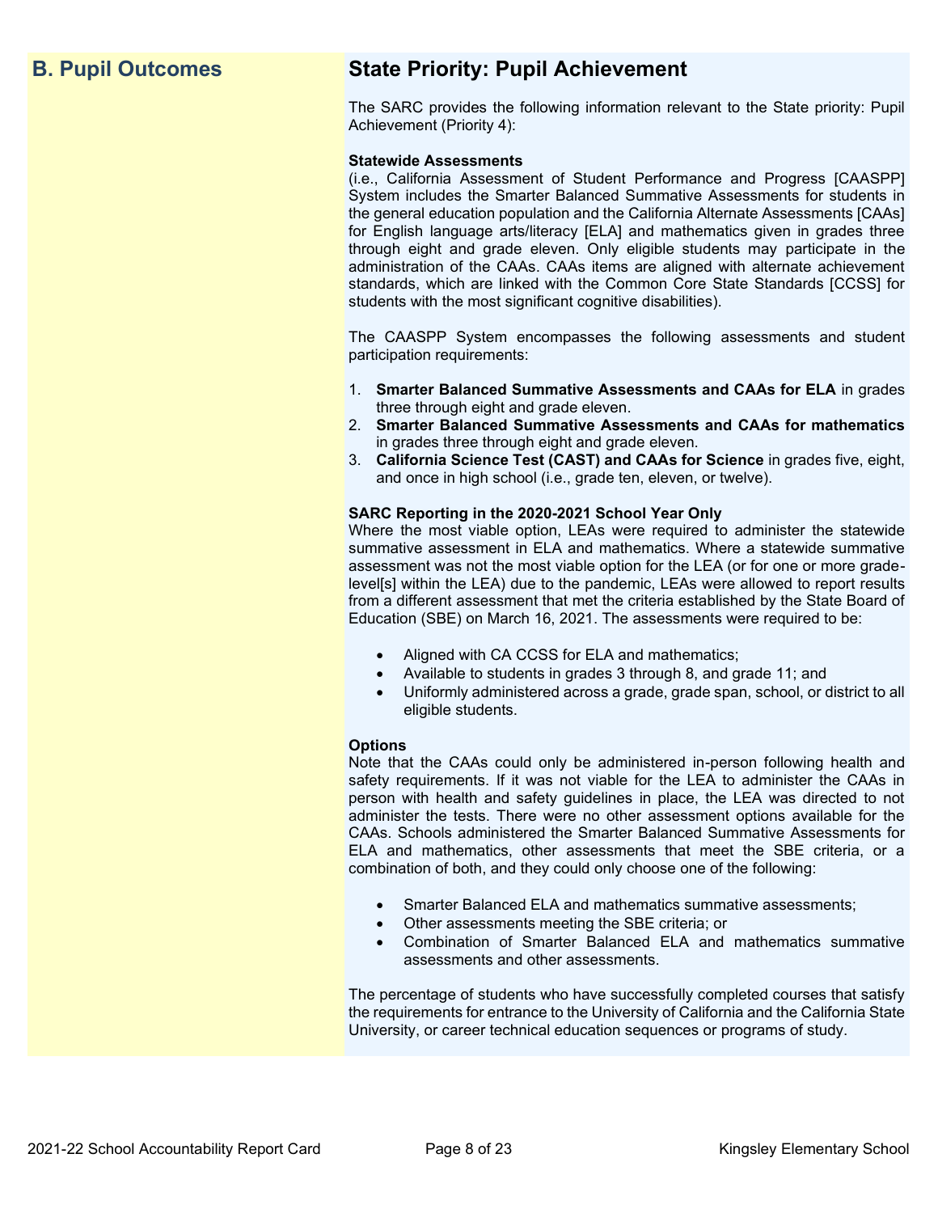## B. Pupil Outcomes

## State Priority: Pupil Achievement

The SARC provides the following information relevant to the State priority: Pupil Achievement (Priority 4):

**Statewide Assessments**
(i.e., California Assessment of Student Performance and Progress [CAASPP] System includes the Smarter Balanced Summative Assessments for students in the general education population and the California Alternate Assessments [CAAs] for English language arts/literacy [ELA] and mathematics given in grades three through eight and grade eleven. Only eligible students may participate in the administration of the CAAs. CAAs items are aligned with alternate achievement standards, which are linked with the Common Core State Standards [CCSS] for students with the most significant cognitive disabilities).

The CAASPP System encompasses the following assessments and student participation requirements:

1. **Smarter Balanced Summative Assessments and CAAs for ELA** in grades three through eight and grade eleven.
2. **Smarter Balanced Summative Assessments and CAAs for mathematics** in grades three through eight and grade eleven.
3. **California Science Test (CAST) and CAAs for Science** in grades five, eight, and once in high school (i.e., grade ten, eleven, or twelve).

**SARC Reporting in the 2020-2021 School Year Only**
Where the most viable option, LEAs were required to administer the statewide summative assessment in ELA and mathematics. Where a statewide summative assessment was not the most viable option for the LEA (or for one or more grade-level[s] within the LEA) due to the pandemic, LEAs were allowed to report results from a different assessment that met the criteria established by the State Board of Education (SBE) on March 16, 2021. The assessments were required to be:

- Aligned with CA CCSS for ELA and mathematics;
- Available to students in grades 3 through 8, and grade 11; and
- Uniformly administered across a grade, grade span, school, or district to all eligible students.

**Options**
Note that the CAAs could only be administered in-person following health and safety requirements. If it was not viable for the LEA to administer the CAAs in person with health and safety guidelines in place, the LEA was directed to not administer the tests. There were no other assessment options available for the CAAs. Schools administered the Smarter Balanced Summative Assessments for ELA and mathematics, other assessments that meet the SBE criteria, or a combination of both, and they could only choose one of the following:

- Smarter Balanced ELA and mathematics summative assessments;
- Other assessments meeting the SBE criteria; or
- Combination of Smarter Balanced ELA and mathematics summative assessments and other assessments.

The percentage of students who have successfully completed courses that satisfy the requirements for entrance to the University of California and the California State University, or career technical education sequences or programs of study.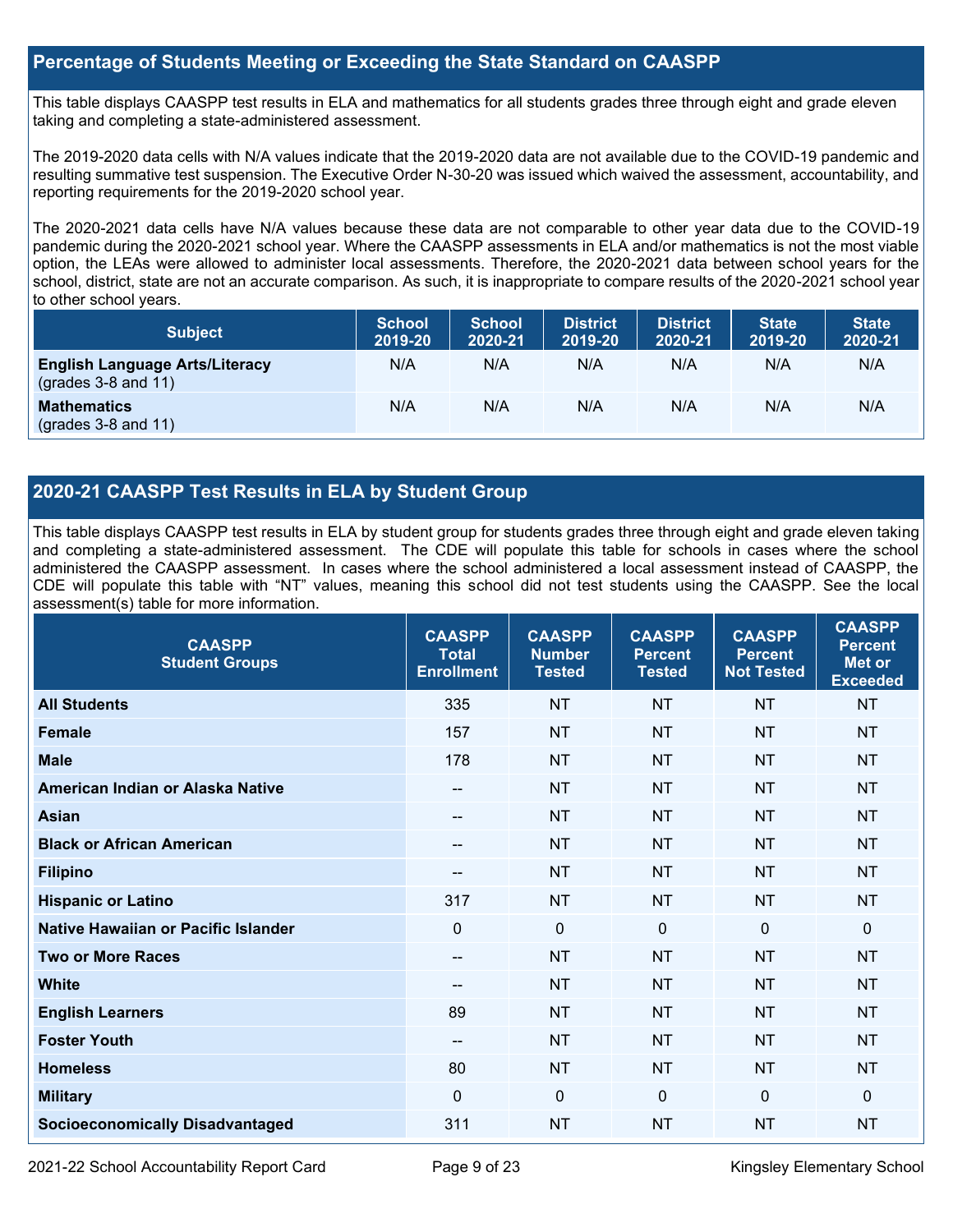## Percentage of Students Meeting or Exceeding the State Standard on CAASPP

This table displays CAASPP test results in ELA and mathematics for all students grades three through eight and grade eleven taking and completing a state-administered assessment.

The 2019-2020 data cells with N/A values indicate that the 2019-2020 data are not available due to the COVID-19 pandemic and resulting summative test suspension. The Executive Order N-30-20 was issued which waived the assessment, accountability, and reporting requirements for the 2019-2020 school year.

The 2020-2021 data cells have N/A values because these data are not comparable to other year data due to the COVID-19 pandemic during the 2020-2021 school year. Where the CAASPP assessments in ELA and/or mathematics is not the most viable option, the LEAs were allowed to administer local assessments. Therefore, the 2020-2021 data between school years for the school, district, state are not an accurate comparison. As such, it is inappropriate to compare results of the 2020-2021 school year to other school years.

| Subject | School 2019-20 | School 2020-21 | District 2019-20 | District 2020-21 | State 2019-20 | State 2020-21 |
|---|---|---|---|---|---|---|
| **English Language Arts/Literacy** (grades 3-8 and 11) | N/A | N/A | N/A | N/A | N/A | N/A |
| **Mathematics** (grades 3-8 and 11) | N/A | N/A | N/A | N/A | N/A | N/A |

## 2020-21 CAASPP Test Results in ELA by Student Group

This table displays CAASPP test results in ELA by student group for students grades three through eight and grade eleven taking and completing a state-administered assessment. The CDE will populate this table for schools in cases where the school administered the CAASPP assessment. In cases where the school administered a local assessment instead of CAASPP, the CDE will populate this table with "NT" values, meaning this school did not test students using the CAASPP. See the local assessment(s) table for more information.

| CAASPP Student Groups | CAASPP Total Enrollment | CAASPP Number Tested | CAASPP Percent Tested | CAASPP Percent Not Tested | CAASPP Percent Met or Exceeded |
|---|---|---|---|---|---|
| **All Students** | 335 | NT | NT | NT | NT |
| **Female** | 157 | NT | NT | NT | NT |
| **Male** | 178 | NT | NT | NT | NT |
| **American Indian or Alaska Native** | -- | NT | NT | NT | NT |
| **Asian** | -- | NT | NT | NT | NT |
| **Black or African American** | -- | NT | NT | NT | NT |
| **Filipino** | -- | NT | NT | NT | NT |
| **Hispanic or Latino** | 317 | NT | NT | NT | NT |
| **Native Hawaiian or Pacific Islander** | 0 | 0 | 0 | 0 | 0 |
| **Two or More Races** | -- | NT | NT | NT | NT |
| **White** | -- | NT | NT | NT | NT |
| **English Learners** | 89 | NT | NT | NT | NT |
| **Foster Youth** | -- | NT | NT | NT | NT |
| **Homeless** | 80 | NT | NT | NT | NT |
| **Military** | 0 | 0 | 0 | 0 | 0 |
| **Socioeconomically Disadvantaged** | 311 | NT | NT | NT | NT |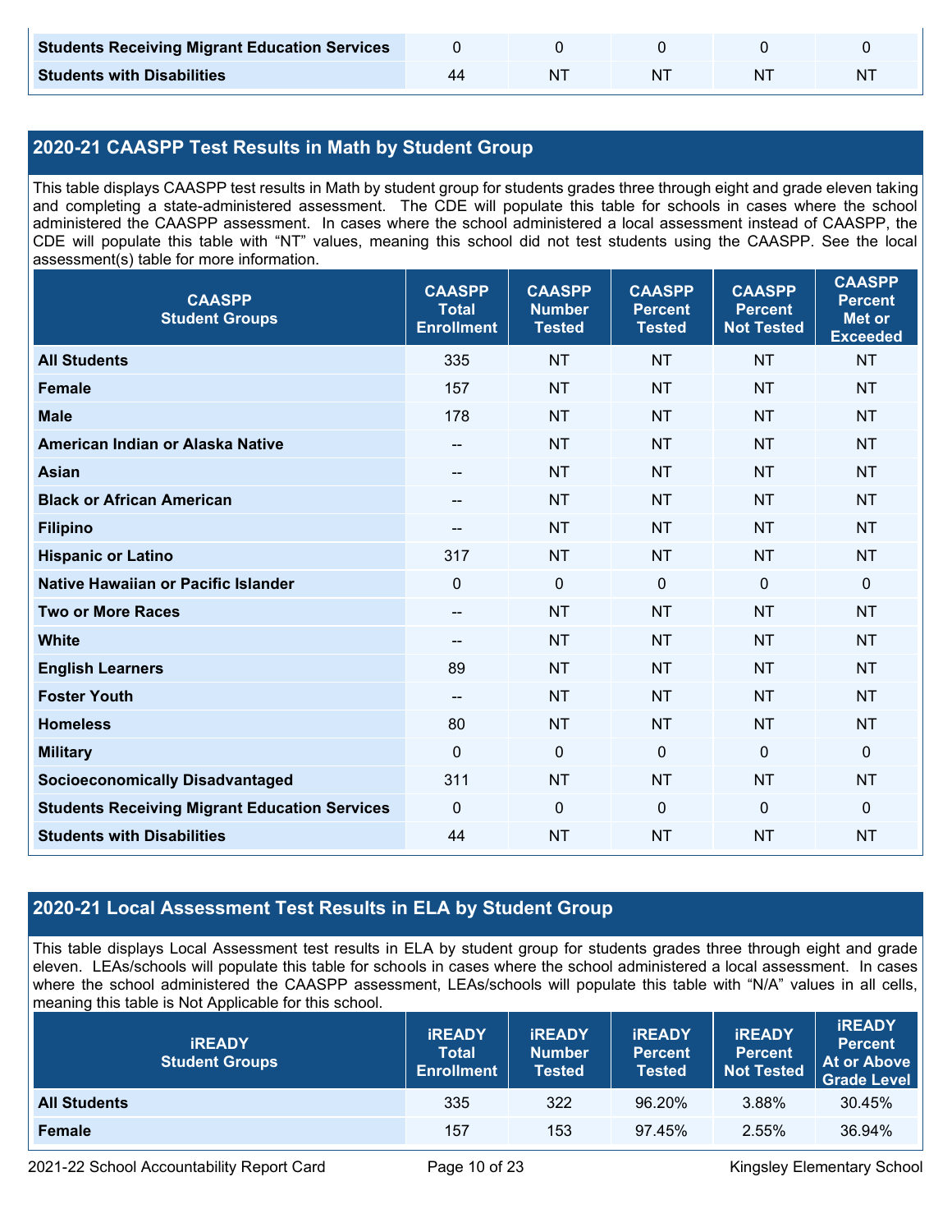| Students Receiving Migrant Education Services | 0 | 0 | 0 | 0 | 0 |
|---|---|---|---|---|---|
| Students with Disabilities | 44 | NT | NT | NT | NT |

## 2020-21 CAASPP Test Results in Math by Student Group

This table displays CAASPP test results in Math by student group for students grades three through eight and grade eleven taking and completing a state-administered assessment. The CDE will populate this table for schools in cases where the school administered the CAASPP assessment. In cases where the school administered a local assessment instead of CAASPP, the CDE will populate this table with "NT" values, meaning this school did not test students using the CAASPP. See the local assessment(s) table for more information.

| CAASPP Student Groups | CAASPP Total Enrollment | CAASPP Number Tested | CAASPP Percent Tested | CAASPP Percent Not Tested | CAASPP Percent Met or Exceeded |
|---|---|---|---|---|---|
| All Students | 335 | NT | NT | NT | NT |
| Female | 157 | NT | NT | NT | NT |
| Male | 178 | NT | NT | NT | NT |
| American Indian or Alaska Native | -- | NT | NT | NT | NT |
| Asian | -- | NT | NT | NT | NT |
| Black or African American | -- | NT | NT | NT | NT |
| Filipino | -- | NT | NT | NT | NT |
| Hispanic or Latino | 317 | NT | NT | NT | NT |
| Native Hawaiian or Pacific Islander | 0 | 0 | 0 | 0 | 0 |
| Two or More Races | -- | NT | NT | NT | NT |
| White | -- | NT | NT | NT | NT |
| English Learners | 89 | NT | NT | NT | NT |
| Foster Youth | -- | NT | NT | NT | NT |
| Homeless | 80 | NT | NT | NT | NT |
| Military | 0 | 0 | 0 | 0 | 0 |
| Socioeconomically Disadvantaged | 311 | NT | NT | NT | NT |
| Students Receiving Migrant Education Services | 0 | 0 | 0 | 0 | 0 |
| Students with Disabilities | 44 | NT | NT | NT | NT |

## 2020-21 Local Assessment Test Results in ELA by Student Group

This table displays Local Assessment test results in ELA by student group for students grades three through eight and grade eleven. LEAs/schools will populate this table for schools in cases where the school administered a local assessment. In cases where the school administered the CAASPP assessment, LEAs/schools will populate this table with "N/A" values in all cells, meaning this table is Not Applicable for this school.

| iREADY Student Groups | iREADY Total Enrollment | iREADY Number Tested | iREADY Percent Tested | iREADY Percent Not Tested | iREADY Percent At or Above Grade Level |
|---|---|---|---|---|---|
| All Students | 335 | 322 | 96.20% | 3.88% | 30.45% |
| Female | 157 | 153 | 97.45% | 2.55% | 36.94% |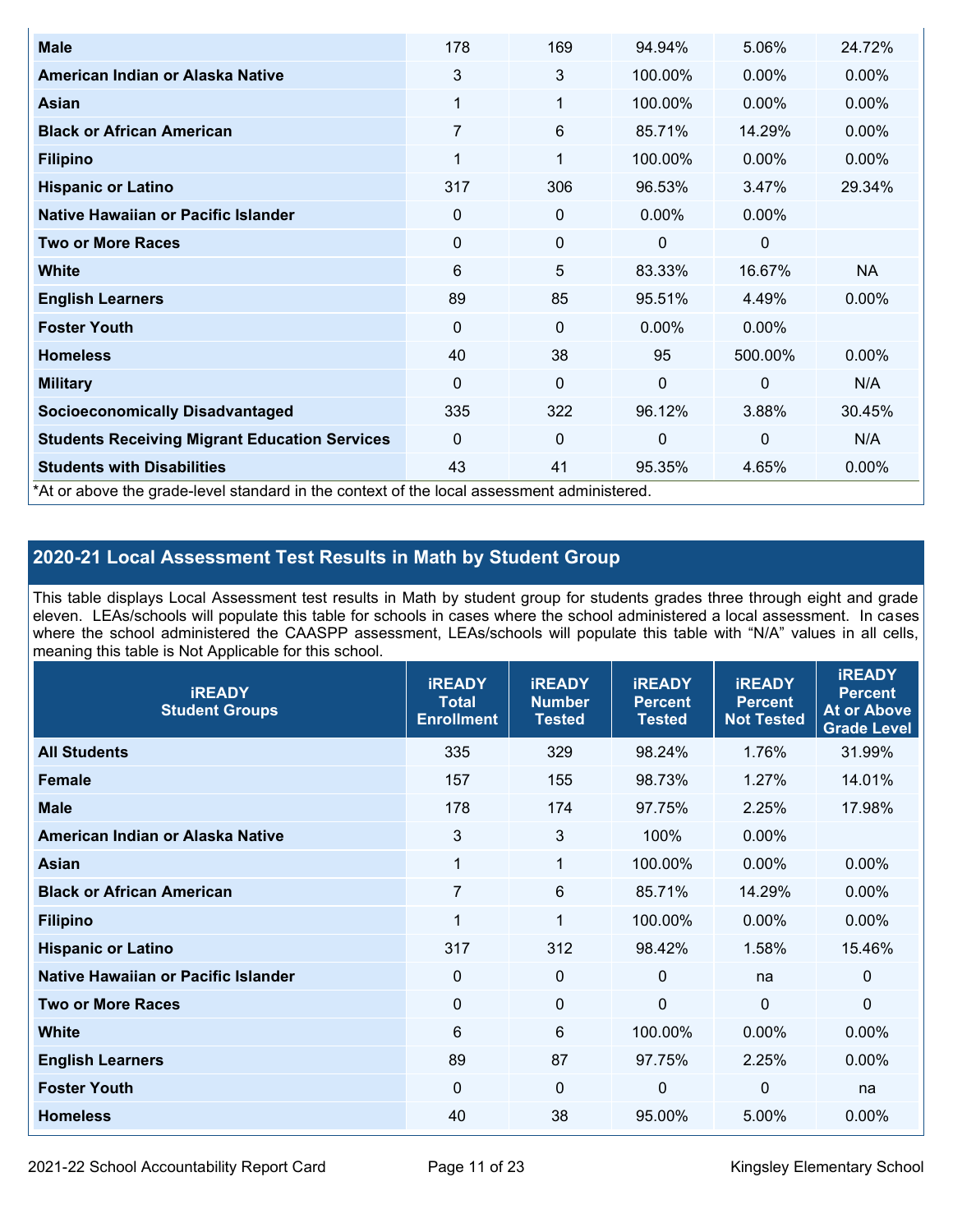| | | | | | |
|---|---|---|---|---|---|
| **Male** | 178 | 169 | 94.94% | 5.06% | 24.72% |
| **American Indian or Alaska Native** | 3 | 3 | 100.00% | 0.00% | 0.00% |
| **Asian** | 1 | 1 | 100.00% | 0.00% | 0.00% |
| **Black or African American** | 7 | 6 | 85.71% | 14.29% | 0.00% |
| **Filipino** | 1 | 1 | 100.00% | 0.00% | 0.00% |
| **Hispanic or Latino** | 317 | 306 | 96.53% | 3.47% | 29.34% |
| **Native Hawaiian or Pacific Islander** | 0 | 0 | 0.00% | 0.00% | |
| **Two or More Races** | 0 | 0 | 0 | 0 | |
| **White** | 6 | 5 | 83.33% | 16.67% | NA |
| **English Learners** | 89 | 85 | 95.51% | 4.49% | 0.00% |
| **Foster Youth** | 0 | 0 | 0.00% | 0.00% | |
| **Homeless** | 40 | 38 | 95 | 500.00% | 0.00% |
| **Military** | 0 | 0 | 0 | 0 | N/A |
| **Socioeconomically Disadvantaged** | 335 | 322 | 96.12% | 3.88% | 30.45% |
| **Students Receiving Migrant Education Services** | 0 | 0 | 0 | 0 | N/A |
| **Students with Disabilities** | 43 | 41 | 95.35% | 4.65% | 0.00% |

*At or above the grade-level standard in the context of the local assessment administered.

## 2020-21 Local Assessment Test Results in Math by Student Group

This table displays Local Assessment test results in Math by student group for students grades three through eight and grade eleven. LEAs/schools will populate this table for schools in cases where the school administered a local assessment. In cases where the school administered the CAASPP assessment, LEAs/schools will populate this table with "N/A" values in all cells, meaning this table is Not Applicable for this school.

| iREADY Student Groups | iREADY Total Enrollment | iREADY Number Tested | iREADY Percent Tested | iREADY Percent Not Tested | iREADY Percent At or Above Grade Level |
|---|---|---|---|---|---|
| **All Students** | 335 | 329 | 98.24% | 1.76% | 31.99% |
| **Female** | 157 | 155 | 98.73% | 1.27% | 14.01% |
| **Male** | 178 | 174 | 97.75% | 2.25% | 17.98% |
| **American Indian or Alaska Native** | 3 | 3 | 100% | 0.00% | |
| **Asian** | 1 | 1 | 100.00% | 0.00% | 0.00% |
| **Black or African American** | 7 | 6 | 85.71% | 14.29% | 0.00% |
| **Filipino** | 1 | 1 | 100.00% | 0.00% | 0.00% |
| **Hispanic or Latino** | 317 | 312 | 98.42% | 1.58% | 15.46% |
| **Native Hawaiian or Pacific Islander** | 0 | 0 | 0 | na | 0 |
| **Two or More Races** | 0 | 0 | 0 | 0 | 0 |
| **White** | 6 | 6 | 100.00% | 0.00% | 0.00% |
| **English Learners** | 89 | 87 | 97.75% | 2.25% | 0.00% |
| **Foster Youth** | 0 | 0 | 0 | 0 | na |
| **Homeless** | 40 | 38 | 95.00% | 5.00% | 0.00% |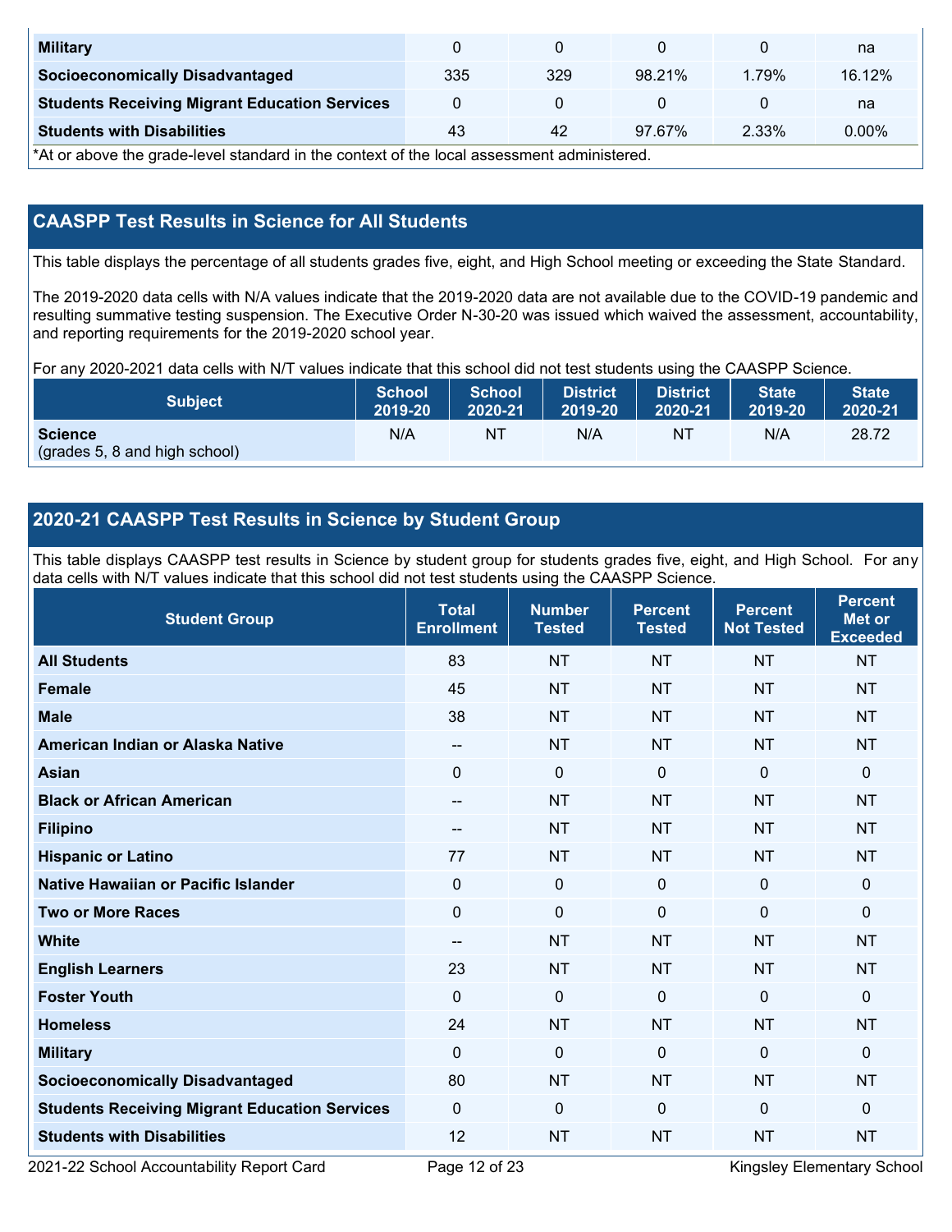| | | | | | |
|---|---|---|---|---|---|
| **Military** | 0 | 0 | 0 | 0 | na |
| **Socioeconomically Disadvantaged** | 335 | 329 | 98.21% | 1.79% | 16.12% |
| **Students Receiving Migrant Education Services** | 0 | 0 | 0 | 0 | na |
| **Students with Disabilities** | 43 | 42 | 97.67% | 2.33% | 0.00% |

*At or above the grade-level standard in the context of the local assessment administered.

## CAASPP Test Results in Science for All Students

This table displays the percentage of all students grades five, eight, and High School meeting or exceeding the State Standard.

The 2019-2020 data cells with N/A values indicate that the 2019-2020 data are not available due to the COVID-19 pandemic and resulting summative testing suspension. The Executive Order N-30-20 was issued which waived the assessment, accountability, and reporting requirements for the 2019-2020 school year.

For any 2020-2021 data cells with N/T values indicate that this school did not test students using the CAASPP Science.

| Subject | School 2019-20 | School 2020-21 | District 2019-20 | District 2020-21 | State 2019-20 | State 2020-21 |
|---|---|---|---|---|---|---|
| **Science** (grades 5, 8 and high school) | N/A | NT | N/A | NT | N/A | 28.72 |

## 2020-21 CAASPP Test Results in Science by Student Group

This table displays CAASPP test results in Science by student group for students grades five, eight, and High School. For any data cells with N/T values indicate that this school did not test students using the CAASPP Science.

| Student Group | Total Enrollment | Number Tested | Percent Tested | Percent Not Tested | Percent Met or Exceeded |
|---|---|---|---|---|---|
| **All Students** | 83 | NT | NT | NT | NT |
| **Female** | 45 | NT | NT | NT | NT |
| **Male** | 38 | NT | NT | NT | NT |
| **American Indian or Alaska Native** | -- | NT | NT | NT | NT |
| **Asian** | 0 | 0 | 0 | 0 | 0 |
| **Black or African American** | -- | NT | NT | NT | NT |
| **Filipino** | -- | NT | NT | NT | NT |
| **Hispanic or Latino** | 77 | NT | NT | NT | NT |
| **Native Hawaiian or Pacific Islander** | 0 | 0 | 0 | 0 | 0 |
| **Two or More Races** | 0 | 0 | 0 | 0 | 0 |
| **White** | -- | NT | NT | NT | NT |
| **English Learners** | 23 | NT | NT | NT | NT |
| **Foster Youth** | 0 | 0 | 0 | 0 | 0 |
| **Homeless** | 24 | NT | NT | NT | NT |
| **Military** | 0 | 0 | 0 | 0 | 0 |
| **Socioeconomically Disadvantaged** | 80 | NT | NT | NT | NT |
| **Students Receiving Migrant Education Services** | 0 | 0 | 0 | 0 | 0 |
| **Students with Disabilities** | 12 | NT | NT | NT | NT |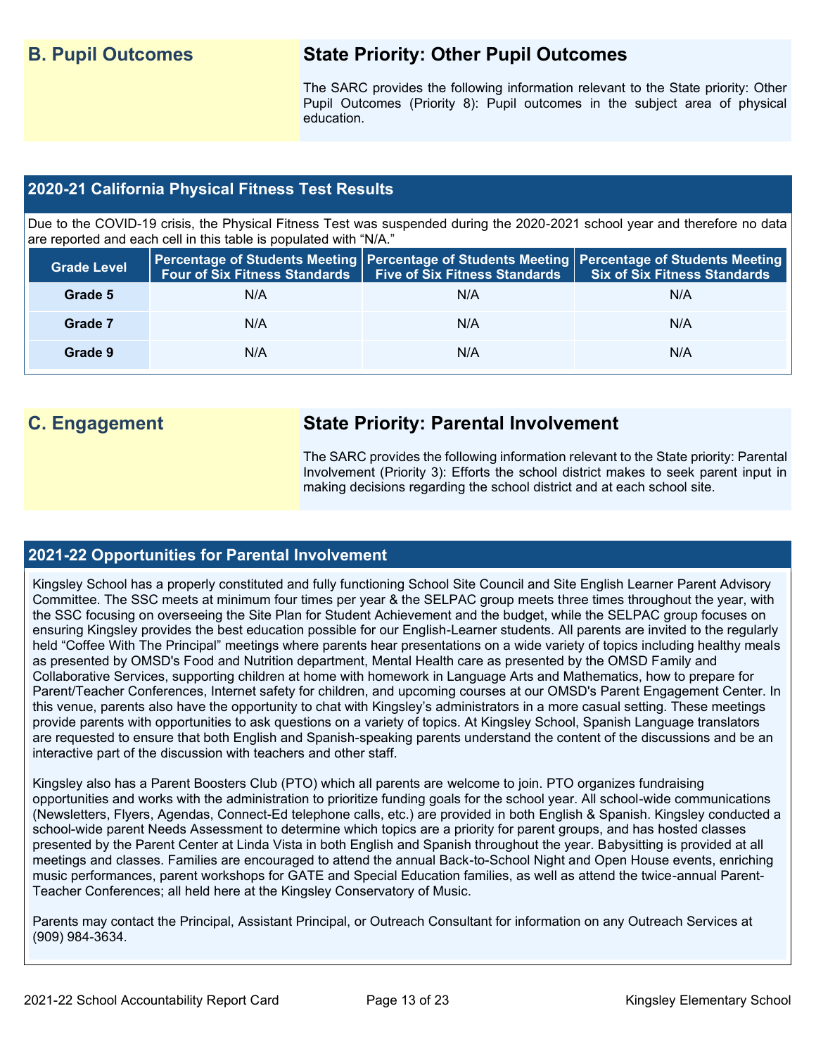## B. Pupil Outcomes

### State Priority: Other Pupil Outcomes

The SARC provides the following information relevant to the State priority: Other Pupil Outcomes (Priority 8): Pupil outcomes in the subject area of physical education.

### 2020-21 California Physical Fitness Test Results

Due to the COVID-19 crisis, the Physical Fitness Test was suspended during the 2020-2021 school year and therefore no data are reported and each cell in this table is populated with "N/A."

| Grade Level | Percentage of Students Meeting Four of Six Fitness Standards | Percentage of Students Meeting Five of Six Fitness Standards | Percentage of Students Meeting Six of Six Fitness Standards |
|---|---|---|---|
| Grade 5 | N/A | N/A | N/A |
| Grade 7 | N/A | N/A | N/A |
| Grade 9 | N/A | N/A | N/A |

## C. Engagement

### State Priority: Parental Involvement

The SARC provides the following information relevant to the State priority: Parental Involvement (Priority 3): Efforts the school district makes to seek parent input in making decisions regarding the school district and at each school site.

### 2021-22 Opportunities for Parental Involvement

Kingsley School has a properly constituted and fully functioning School Site Council and Site English Learner Parent Advisory Committee. The SSC meets at minimum four times per year & the SELPAC group meets three times throughout the year, with the SSC focusing on overseeing the Site Plan for Student Achievement and the budget, while the SELPAC group focuses on ensuring Kingsley provides the best education possible for our English-Learner students. All parents are invited to the regularly held "Coffee With The Principal" meetings where parents hear presentations on a wide variety of topics including healthy meals as presented by OMSD's Food and Nutrition department, Mental Health care as presented by the OMSD Family and Collaborative Services, supporting children at home with homework in Language Arts and Mathematics, how to prepare for Parent/Teacher Conferences, Internet safety for children, and upcoming courses at our OMSD's Parent Engagement Center. In this venue, parents also have the opportunity to chat with Kingsley's administrators in a more casual setting. These meetings provide parents with opportunities to ask questions on a variety of topics. At Kingsley School, Spanish Language translators are requested to ensure that both English and Spanish-speaking parents understand the content of the discussions and be an interactive part of the discussion with teachers and other staff.

Kingsley also has a Parent Boosters Club (PTO) which all parents are welcome to join. PTO organizes fundraising opportunities and works with the administration to prioritize funding goals for the school year. All school-wide communications (Newsletters, Flyers, Agendas, Connect-Ed telephone calls, etc.) are provided in both English & Spanish. Kingsley conducted a school-wide parent Needs Assessment to determine which topics are a priority for parent groups, and has hosted classes presented by the Parent Center at Linda Vista in both English and Spanish throughout the year. Babysitting is provided at all meetings and classes. Families are encouraged to attend the annual Back-to-School Night and Open House events, enriching music performances, parent workshops for GATE and Special Education families, as well as attend the twice-annual Parent-Teacher Conferences; all held here at the Kingsley Conservatory of Music.

Parents may contact the Principal, Assistant Principal, or Outreach Consultant for information on any Outreach Services at (909) 984-3634.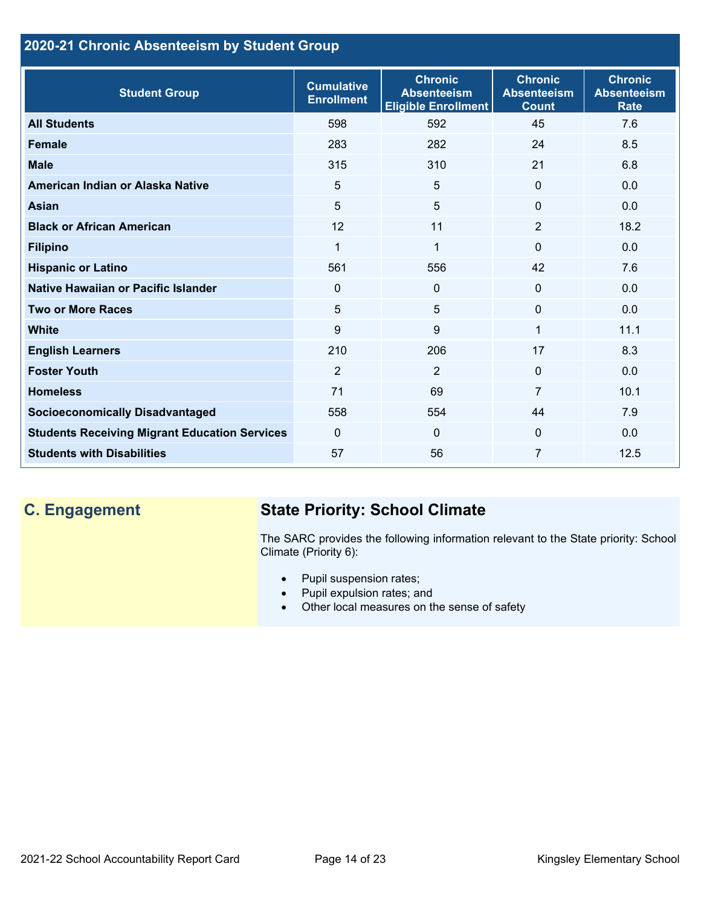## 2020-21 Chronic Absenteeism by Student Group

| Student Group | Cumulative Enrollment | Chronic Absenteeism Eligible Enrollment | Chronic Absenteeism Count | Chronic Absenteeism Rate |
|---|---|---|---|---|
| **All Students** | 598 | 592 | 45 | 7.6 |
| **Female** | 283 | 282 | 24 | 8.5 |
| **Male** | 315 | 310 | 21 | 6.8 |
| **American Indian or Alaska Native** | 5 | 5 | 0 | 0.0 |
| **Asian** | 5 | 5 | 0 | 0.0 |
| **Black or African American** | 12 | 11 | 2 | 18.2 |
| **Filipino** | 1 | 1 | 0 | 0.0 |
| **Hispanic or Latino** | 561 | 556 | 42 | 7.6 |
| **Native Hawaiian or Pacific Islander** | 0 | 0 | 0 | 0.0 |
| **Two or More Races** | 5 | 5 | 0 | 0.0 |
| **White** | 9 | 9 | 1 | 11.1 |
| **English Learners** | 210 | 206 | 17 | 8.3 |
| **Foster Youth** | 2 | 2 | 0 | 0.0 |
| **Homeless** | 71 | 69 | 7 | 10.1 |
| **Socioeconomically Disadvantaged** | 558 | 554 | 44 | 7.9 |
| **Students Receiving Migrant Education Services** | 0 | 0 | 0 | 0.0 |
| **Students with Disabilities** | 57 | 56 | 7 | 12.5 |

## C. Engagement

### State Priority: School Climate

The SARC provides the following information relevant to the State priority: School Climate (Priority 6):

- Pupil suspension rates;
- Pupil expulsion rates; and
- Other local measures on the sense of safety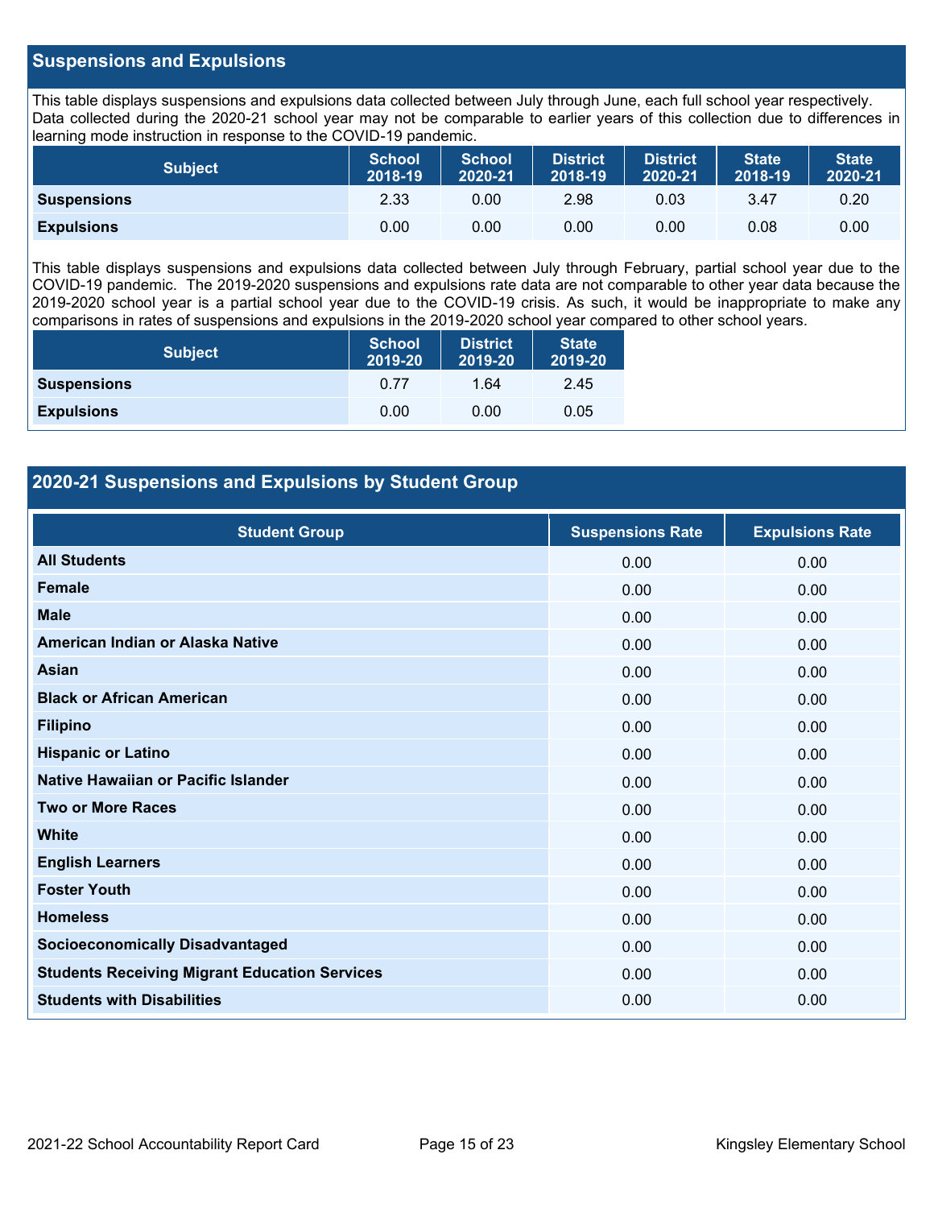## Suspensions and Expulsions

This table displays suspensions and expulsions data collected between July through June, each full school year respectively. Data collected during the 2020-21 school year may not be comparable to earlier years of this collection due to differences in learning mode instruction in response to the COVID-19 pandemic.

| Subject | School 2018-19 | School 2020-21 | District 2018-19 | District 2020-21 | State 2018-19 | State 2020-21 |
|---|---|---|---|---|---|---|
| **Suspensions** | 2.33 | 0.00 | 2.98 | 0.03 | 3.47 | 0.20 |
| **Expulsions** | 0.00 | 0.00 | 0.00 | 0.00 | 0.08 | 0.00 |

This table displays suspensions and expulsions data collected between July through February, partial school year due to the COVID-19 pandemic. The 2019-2020 suspensions and expulsions rate data are not comparable to other year data because the 2019-2020 school year is a partial school year due to the COVID-19 crisis. As such, it would be inappropriate to make any comparisons in rates of suspensions and expulsions in the 2019-2020 school year compared to other school years.

| Subject | School 2019-20 | District 2019-20 | State 2019-20 |
|---|---|---|---|
| **Suspensions** | 0.77 | 1.64 | 2.45 |
| **Expulsions** | 0.00 | 0.00 | 0.05 |

## 2020-21 Suspensions and Expulsions by Student Group

| Student Group | Suspensions Rate | Expulsions Rate |
|---|---|---|
| **All Students** | 0.00 | 0.00 |
| **Female** | 0.00 | 0.00 |
| **Male** | 0.00 | 0.00 |
| **American Indian or Alaska Native** | 0.00 | 0.00 |
| **Asian** | 0.00 | 0.00 |
| **Black or African American** | 0.00 | 0.00 |
| **Filipino** | 0.00 | 0.00 |
| **Hispanic or Latino** | 0.00 | 0.00 |
| **Native Hawaiian or Pacific Islander** | 0.00 | 0.00 |
| **Two or More Races** | 0.00 | 0.00 |
| **White** | 0.00 | 0.00 |
| **English Learners** | 0.00 | 0.00 |
| **Foster Youth** | 0.00 | 0.00 |
| **Homeless** | 0.00 | 0.00 |
| **Socioeconomically Disadvantaged** | 0.00 | 0.00 |
| **Students Receiving Migrant Education Services** | 0.00 | 0.00 |
| **Students with Disabilities** | 0.00 | 0.00 |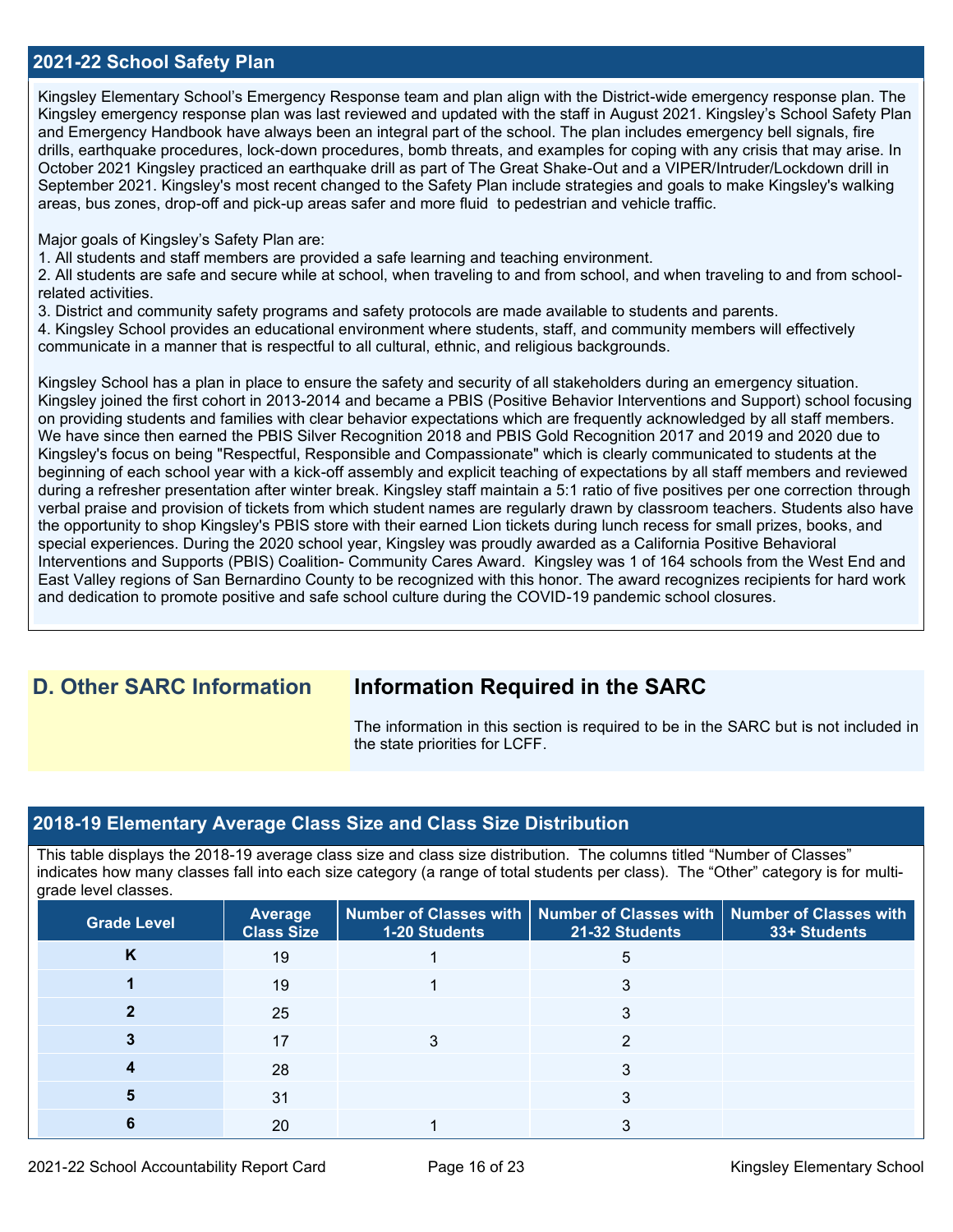## 2021-22 School Safety Plan

Kingsley Elementary School's Emergency Response team and plan align with the District-wide emergency response plan. The Kingsley emergency response plan was last reviewed and updated with the staff in August 2021. Kingsley's School Safety Plan and Emergency Handbook have always been an integral part of the school. The plan includes emergency bell signals, fire drills, earthquake procedures, lock-down procedures, bomb threats, and examples for coping with any crisis that may arise. In October 2021 Kingsley practiced an earthquake drill as part of The Great Shake-Out and a VIPER/Intruder/Lockdown drill in September 2021. Kingsley's most recent changed to the Safety Plan include strategies and goals to make Kingsley's walking areas, bus zones, drop-off and pick-up areas safer and more fluid to pedestrian and vehicle traffic.

Major goals of Kingsley's Safety Plan are:
1. All students and staff members are provided a safe learning and teaching environment.
2. All students are safe and secure while at school, when traveling to and from school, and when traveling to and from school-related activities.
3. District and community safety programs and safety protocols are made available to students and parents.
4. Kingsley School provides an educational environment where students, staff, and community members will effectively communicate in a manner that is respectful to all cultural, ethnic, and religious backgrounds.

Kingsley School has a plan in place to ensure the safety and security of all stakeholders during an emergency situation. Kingsley joined the first cohort in 2013-2014 and became a PBIS (Positive Behavior Interventions and Support) school focusing on providing students and families with clear behavior expectations which are frequently acknowledged by all staff members. We have since then earned the PBIS Silver Recognition 2018 and PBIS Gold Recognition 2017 and 2019 and 2020 due to Kingsley's focus on being "Respectful, Responsible and Compassionate" which is clearly communicated to students at the beginning of each school year with a kick-off assembly and explicit teaching of expectations by all staff members and reviewed during a refresher presentation after winter break. Kingsley staff maintain a 5:1 ratio of five positives per one correction through verbal praise and provision of tickets from which student names are regularly drawn by classroom teachers. Students also have the opportunity to shop Kingsley's PBIS store with their earned Lion tickets during lunch recess for small prizes, books, and special experiences. During the 2020 school year, Kingsley was proudly awarded as a California Positive Behavioral Interventions and Supports (PBIS) Coalition- Community Cares Award. Kingsley was 1 of 164 schools from the West End and East Valley regions of San Bernardino County to be recognized with this honor. The award recognizes recipients for hard work and dedication to promote positive and safe school culture during the COVID-19 pandemic school closures.

## D. Other SARC Information

### Information Required in the SARC

The information in this section is required to be in the SARC but is not included in the state priorities for LCFF.

## 2018-19 Elementary Average Class Size and Class Size Distribution

This table displays the 2018-19 average class size and class size distribution. The columns titled "Number of Classes" indicates how many classes fall into each size category (a range of total students per class). The "Other" category is for multi-grade level classes.

| Grade Level | Average Class Size | Number of Classes with 1-20 Students | Number of Classes with 21-32 Students | Number of Classes with 33+ Students |
|---|---|---|---|---|
| K | 19 | 1 | 5 | |
| 1 | 19 | 1 | 3 | |
| 2 | 25 | | 3 | |
| 3 | 17 | 3 | 2 | |
| 4 | 28 | | 3 | |
| 5 | 31 | | 3 | |
| 6 | 20 | 1 | 3 | |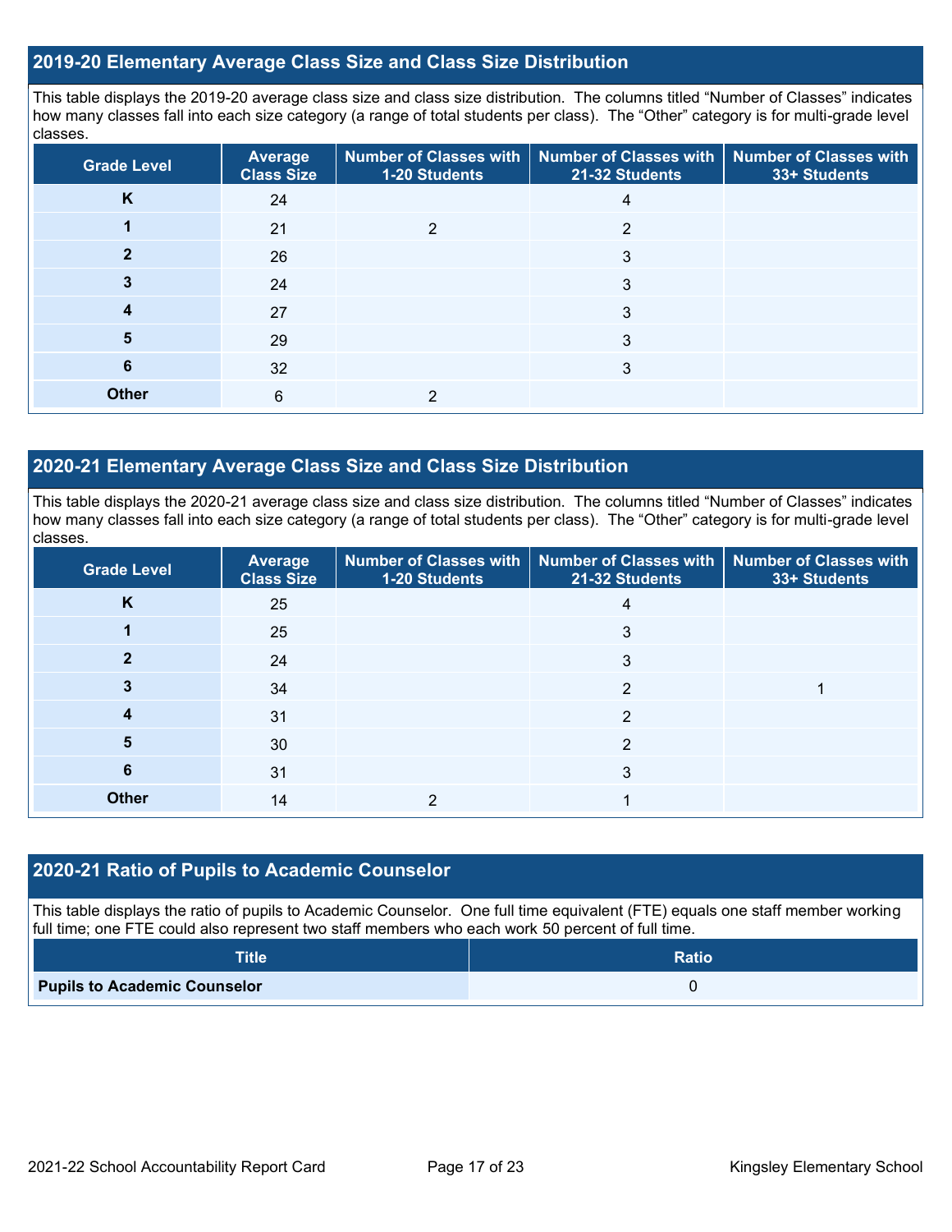## 2019-20 Elementary Average Class Size and Class Size Distribution

This table displays the 2019-20 average class size and class size distribution. The columns titled "Number of Classes" indicates how many classes fall into each size category (a range of total students per class). The "Other" category is for multi-grade level classes.

| Grade Level | Average Class Size | Number of Classes with 1-20 Students | Number of Classes with 21-32 Students | Number of Classes with 33+ Students |
|---|---|---|---|---|
| K | 24 | | 4 | |
| 1 | 21 | 2 | 2 | |
| 2 | 26 | | 3 | |
| 3 | 24 | | 3 | |
| 4 | 27 | | 3 | |
| 5 | 29 | | 3 | |
| 6 | 32 | | 3 | |
| Other | 6 | 2 | | |

## 2020-21 Elementary Average Class Size and Class Size Distribution

This table displays the 2020-21 average class size and class size distribution. The columns titled "Number of Classes" indicates how many classes fall into each size category (a range of total students per class). The "Other" category is for multi-grade level classes.

| Grade Level | Average Class Size | Number of Classes with 1-20 Students | Number of Classes with 21-32 Students | Number of Classes with 33+ Students |
|---|---|---|---|---|
| K | 25 | | 4 | |
| 1 | 25 | | 3 | |
| 2 | 24 | | 3 | |
| 3 | 34 | | 2 | 1 |
| 4 | 31 | | 2 | |
| 5 | 30 | | 2 | |
| 6 | 31 | | 3 | |
| Other | 14 | 2 | 1 | |

## 2020-21 Ratio of Pupils to Academic Counselor

This table displays the ratio of pupils to Academic Counselor. One full time equivalent (FTE) equals one staff member working full time; one FTE could also represent two staff members who each work 50 percent of full time.

| Title | Ratio |
|---|---|
| Pupils to Academic Counselor | 0 |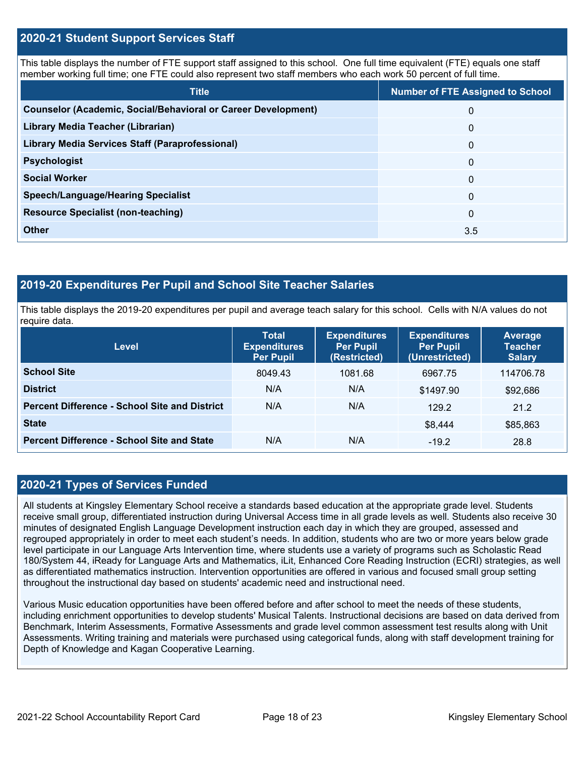## 2020-21 Student Support Services Staff

This table displays the number of FTE support staff assigned to this school. One full time equivalent (FTE) equals one staff member working full time; one FTE could also represent two staff members who each work 50 percent of full time.

| Title | Number of FTE Assigned to School |
|---|---|
| Counselor (Academic, Social/Behavioral or Career Development) | 0 |
| Library Media Teacher (Librarian) | 0 |
| Library Media Services Staff (Paraprofessional) | 0 |
| Psychologist | 0 |
| Social Worker | 0 |
| Speech/Language/Hearing Specialist | 0 |
| Resource Specialist (non-teaching) | 0 |
| Other | 3.5 |

## 2019-20 Expenditures Per Pupil and School Site Teacher Salaries

This table displays the 2019-20 expenditures per pupil and average teach salary for this school. Cells with N/A values do not require data.

| Level | Total Expenditures Per Pupil | Expenditures Per Pupil (Restricted) | Expenditures Per Pupil (Unrestricted) | Average Teacher Salary |
|---|---|---|---|---|
| School Site | 8049.43 | 1081.68 | 6967.75 | 114706.78 |
| District | N/A | N/A | $1497.90 | $92,686 |
| Percent Difference - School Site and District | N/A | N/A | 129.2 | 21.2 |
| State | | | $8,444 | $85,863 |
| Percent Difference - School Site and State | N/A | N/A | -19.2 | 28.8 |

## 2020-21 Types of Services Funded

All students at Kingsley Elementary School receive a standards based education at the appropriate grade level. Students receive small group, differentiated instruction during Universal Access time in all grade levels as well. Students also receive 30 minutes of designated English Language Development instruction each day in which they are grouped, assessed and regrouped appropriately in order to meet each student's needs. In addition, students who are two or more years below grade level participate in our Language Arts Intervention time, where students use a variety of programs such as Scholastic Read 180/System 44, iReady for Language Arts and Mathematics, iLit, Enhanced Core Reading Instruction (ECRI) strategies, as well as differentiated mathematics instruction. Intervention opportunities are offered in various and focused small group setting throughout the instructional day based on students' academic need and instructional need.

Various Music education opportunities have been offered before and after school to meet the needs of these students, including enrichment opportunities to develop students' Musical Talents. Instructional decisions are based on data derived from Benchmark, Interim Assessments, Formative Assessments and grade level common assessment test results along with Unit Assessments. Writing training and materials were purchased using categorical funds, along with staff development training for Depth of Knowledge and Kagan Cooperative Learning.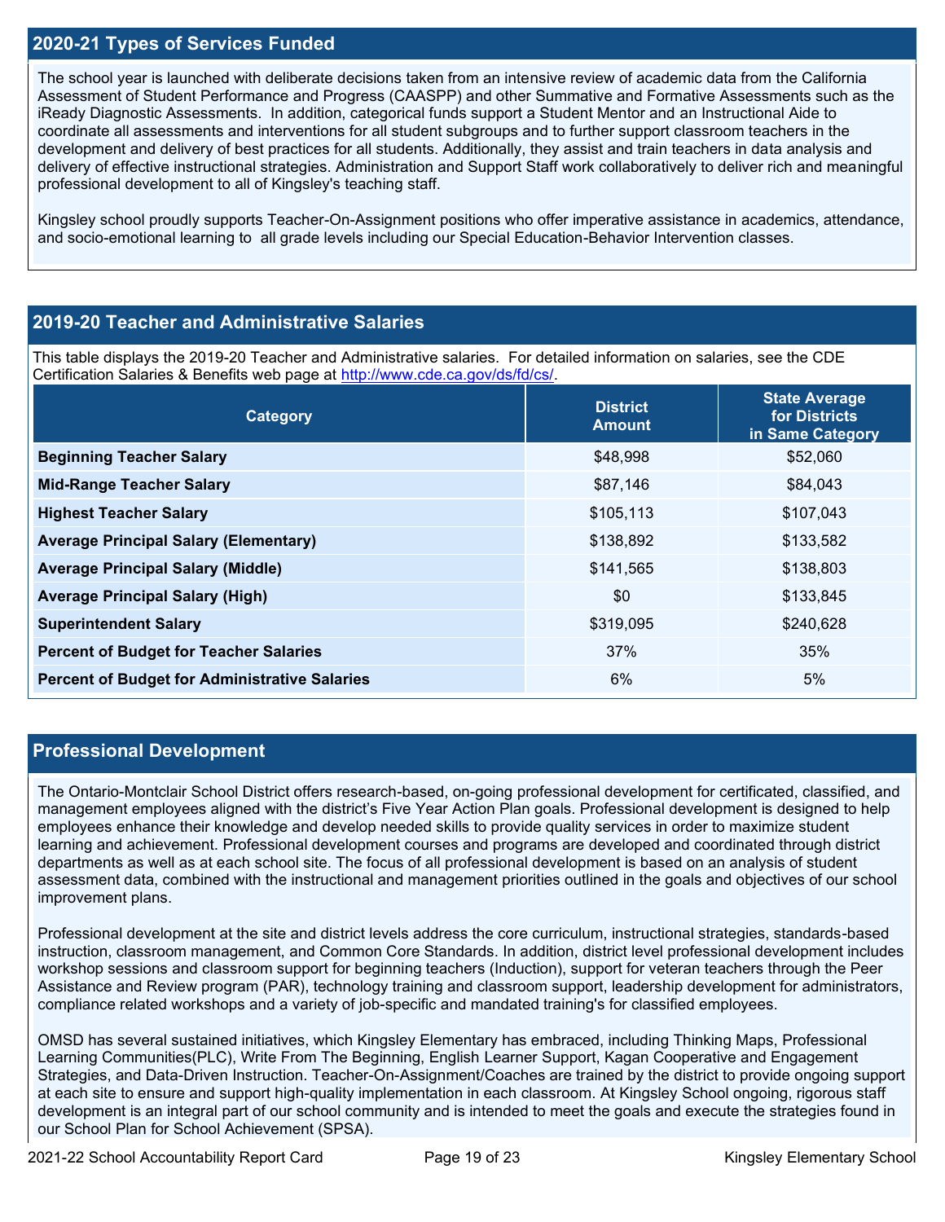## 2020-21 Types of Services Funded

The school year is launched with deliberate decisions taken from an intensive review of academic data from the California Assessment of Student Performance and Progress (CAASPP) and other Summative and Formative Assessments such as the iReady Diagnostic Assessments. In addition, categorical funds support a Student Mentor and an Instructional Aide to coordinate all assessments and interventions for all student subgroups and to further support classroom teachers in the development and delivery of best practices for all students. Additionally, they assist and train teachers in data analysis and delivery of effective instructional strategies. Administration and Support Staff work collaboratively to deliver rich and meaningful professional development to all of Kingsley's teaching staff.

Kingsley school proudly supports Teacher-On-Assignment positions who offer imperative assistance in academics, attendance, and socio-emotional learning to all grade levels including our Special Education-Behavior Intervention classes.

## 2019-20 Teacher and Administrative Salaries

This table displays the 2019-20 Teacher and Administrative salaries. For detailed information on salaries, see the CDE Certification Salaries & Benefits web page at http://www.cde.ca.gov/ds/fd/cs/.

| Category | District Amount | State Average for Districts in Same Category |
|---|---|---|
| **Beginning Teacher Salary** | $48,998 | $52,060 |
| **Mid-Range Teacher Salary** | $87,146 | $84,043 |
| **Highest Teacher Salary** | $105,113 | $107,043 |
| **Average Principal Salary (Elementary)** | $138,892 | $133,582 |
| **Average Principal Salary (Middle)** | $141,565 | $138,803 |
| **Average Principal Salary (High)** | $0 | $133,845 |
| **Superintendent Salary** | $319,095 | $240,628 |
| **Percent of Budget for Teacher Salaries** | 37% | 35% |
| **Percent of Budget for Administrative Salaries** | 6% | 5% |

## Professional Development

The Ontario-Montclair School District offers research-based, on-going professional development for certificated, classified, and management employees aligned with the district's Five Year Action Plan goals. Professional development is designed to help employees enhance their knowledge and develop needed skills to provide quality services in order to maximize student learning and achievement. Professional development courses and programs are developed and coordinated through district departments as well as at each school site. The focus of all professional development is based on an analysis of student assessment data, combined with the instructional and management priorities outlined in the goals and objectives of our school improvement plans.

Professional development at the site and district levels address the core curriculum, instructional strategies, standards-based instruction, classroom management, and Common Core Standards. In addition, district level professional development includes workshop sessions and classroom support for beginning teachers (Induction), support for veteran teachers through the Peer Assistance and Review program (PAR), technology training and classroom support, leadership development for administrators, compliance related workshops and a variety of job-specific and mandated training's for classified employees.

OMSD has several sustained initiatives, which Kingsley Elementary has embraced, including Thinking Maps, Professional Learning Communities(PLC), Write From The Beginning, English Learner Support, Kagan Cooperative and Engagement Strategies, and Data-Driven Instruction. Teacher-On-Assignment/Coaches are trained by the district to provide ongoing support at each site to ensure and support high-quality implementation in each classroom. At Kingsley School ongoing, rigorous staff development is an integral part of our school community and is intended to meet the goals and execute the strategies found in our School Plan for School Achievement (SPSA).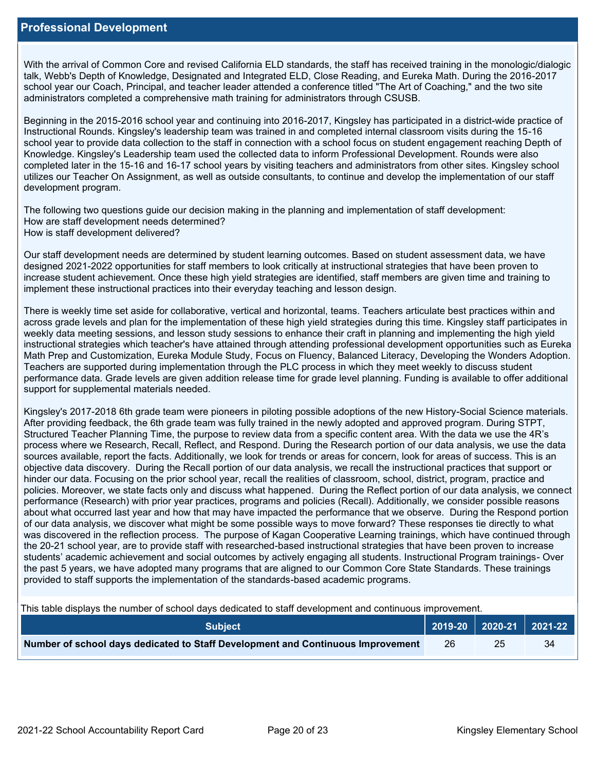## Professional Development

With the arrival of Common Core and revised California ELD standards, the staff has received training in the monologic/dialogic talk, Webb's Depth of Knowledge, Designated and Integrated ELD, Close Reading, and Eureka Math. During the 2016-2017 school year our Coach, Principal, and teacher leader attended a conference titled "The Art of Coaching," and the two site administrators completed a comprehensive math training for administrators through CSUSB.

Beginning in the 2015-2016 school year and continuing into 2016-2017, Kingsley has participated in a district-wide practice of Instructional Rounds. Kingsley's leadership team was trained in and completed internal classroom visits during the 15-16 school year to provide data collection to the staff in connection with a school focus on student engagement reaching Depth of Knowledge. Kingsley's Leadership team used the collected data to inform Professional Development. Rounds were also completed later in the 15-16 and 16-17 school years by visiting teachers and administrators from other sites. Kingsley school utilizes our Teacher On Assignment, as well as outside consultants, to continue and develop the implementation of our staff development program.

The following two questions guide our decision making in the planning and implementation of staff development:
How are staff development needs determined?
How is staff development delivered?

Our staff development needs are determined by student learning outcomes. Based on student assessment data, we have designed 2021-2022 opportunities for staff members to look critically at instructional strategies that have been proven to increase student achievement. Once these high yield strategies are identified, staff members are given time and training to implement these instructional practices into their everyday teaching and lesson design.

There is weekly time set aside for collaborative, vertical and horizontal, teams. Teachers articulate best practices within and across grade levels and plan for the implementation of these high yield strategies during this time. Kingsley staff participates in weekly data meeting sessions, and lesson study sessions to enhance their craft in planning and implementing the high yield instructional strategies which teacher's have attained through attending professional development opportunities such as Eureka Math Prep and Customization, Eureka Module Study, Focus on Fluency, Balanced Literacy, Developing the Wonders Adoption. Teachers are supported during implementation through the PLC process in which they meet weekly to discuss student performance data. Grade levels are given addition release time for grade level planning. Funding is available to offer additional support for supplemental materials needed.

Kingsley's 2017-2018 6th grade team were pioneers in piloting possible adoptions of the new History-Social Science materials. After providing feedback, the 6th grade team was fully trained in the newly adopted and approved program. During STPT, Structured Teacher Planning Time, the purpose to review data from a specific content area. With the data we use the 4R's process where we Research, Recall, Reflect, and Respond. During the Research portion of our data analysis, we use the data sources available, report the facts. Additionally, we look for trends or areas for concern, look for areas of success. This is an objective data discovery. During the Recall portion of our data analysis, we recall the instructional practices that support or hinder our data. Focusing on the prior school year, recall the realities of classroom, school, district, program, practice and policies. Moreover, we state facts only and discuss what happened. During the Reflect portion of our data analysis, we connect performance (Research) with prior year practices, programs and policies (Recall). Additionally, we consider possible reasons about what occurred last year and how that may have impacted the performance that we observe. During the Respond portion of our data analysis, we discover what might be some possible ways to move forward? These responses tie directly to what was discovered in the reflection process. The purpose of Kagan Cooperative Learning trainings, which have continued through the 20-21 school year, are to provide staff with researched-based instructional strategies that have been proven to increase students' academic achievement and social outcomes by actively engaging all students. Instructional Program trainings- Over the past 5 years, we have adopted many programs that are aligned to our Common Core State Standards. These trainings provided to staff supports the implementation of the standards-based academic programs.

This table displays the number of school days dedicated to staff development and continuous improvement.

| Subject | 2019-20 | 2020-21 | 2021-22 |
| --- | --- | --- | --- |
| **Number of school days dedicated to Staff Development and Continuous Improvement** | 26 | 25 | 34 |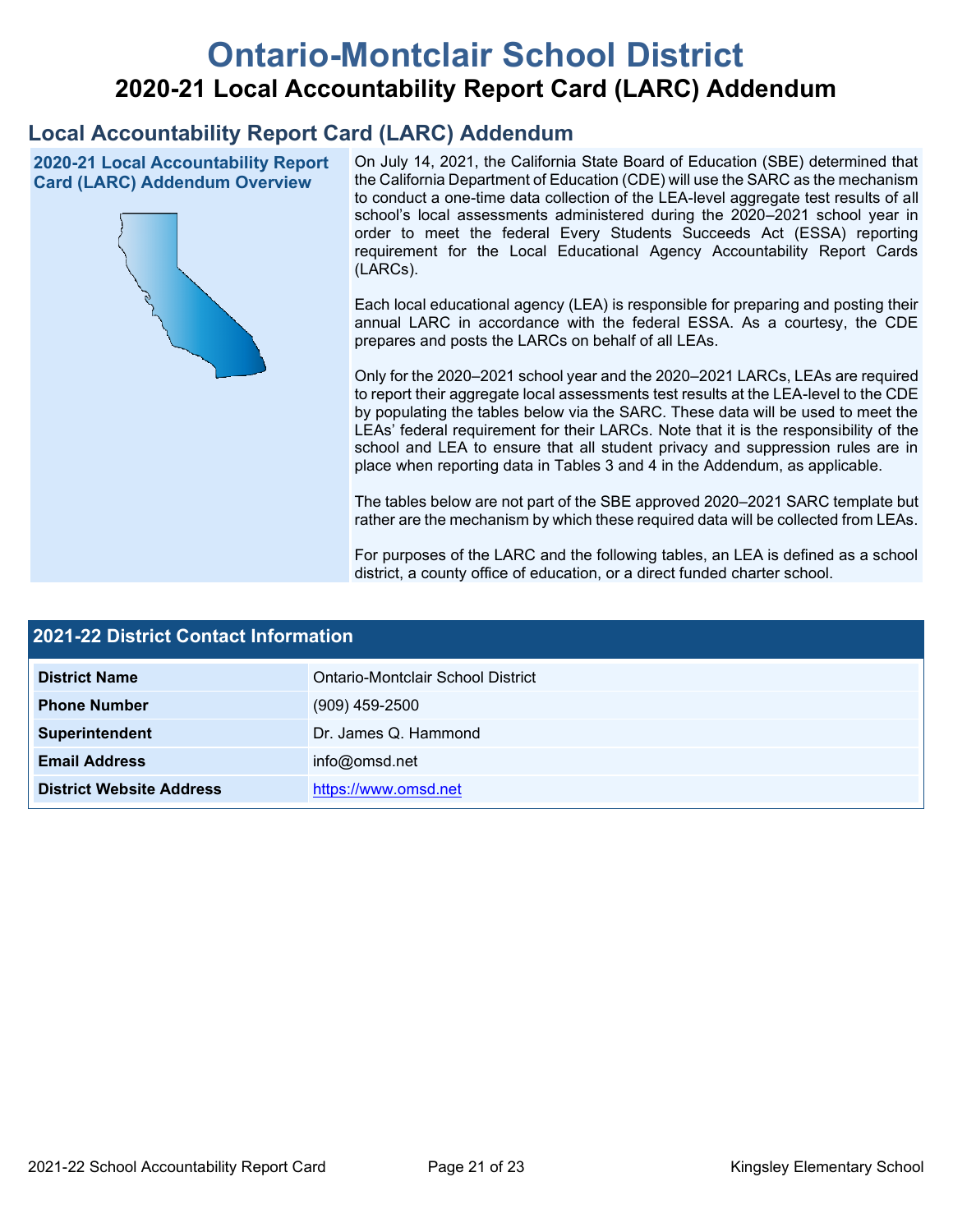# Ontario-Montclair School District

## 2020-21 Local Accountability Report Card (LARC) Addendum

## Local Accountability Report Card (LARC) Addendum

### 2020-21 Local Accountability Report Card (LARC) Addendum Overview

On July 14, 2021, the California State Board of Education (SBE) determined that the California Department of Education (CDE) will use the SARC as the mechanism to conduct a one-time data collection of the LEA-level aggregate test results of all school's local assessments administered during the 2020–2021 school year in order to meet the federal Every Students Succeeds Act (ESSA) reporting requirement for the Local Educational Agency Accountability Report Cards (LARCs).

Each local educational agency (LEA) is responsible for preparing and posting their annual LARC in accordance with the federal ESSA. As a courtesy, the CDE prepares and posts the LARCs on behalf of all LEAs.

Only for the 2020–2021 school year and the 2020–2021 LARCs, LEAs are required to report their aggregate local assessments test results at the LEA-level to the CDE by populating the tables below via the SARC. These data will be used to meet the LEAs' federal requirement for their LARCs. Note that it is the responsibility of the school and LEA to ensure that all student privacy and suppression rules are in place when reporting data in Tables 3 and 4 in the Addendum, as applicable.

The tables below are not part of the SBE approved 2020–2021 SARC template but rather are the mechanism by which these required data will be collected from LEAs.

For purposes of the LARC and the following tables, an LEA is defined as a school district, a county office of education, or a direct funded charter school.

### 2021-22 District Contact Information

| | |
|---|---|
| **District Name** | Ontario-Montclair School District |
| **Phone Number** | (909) 459-2500 |
| **Superintendent** | Dr. James Q. Hammond |
| **Email Address** | info@omsd.net |
| **District Website Address** | https://www.omsd.net |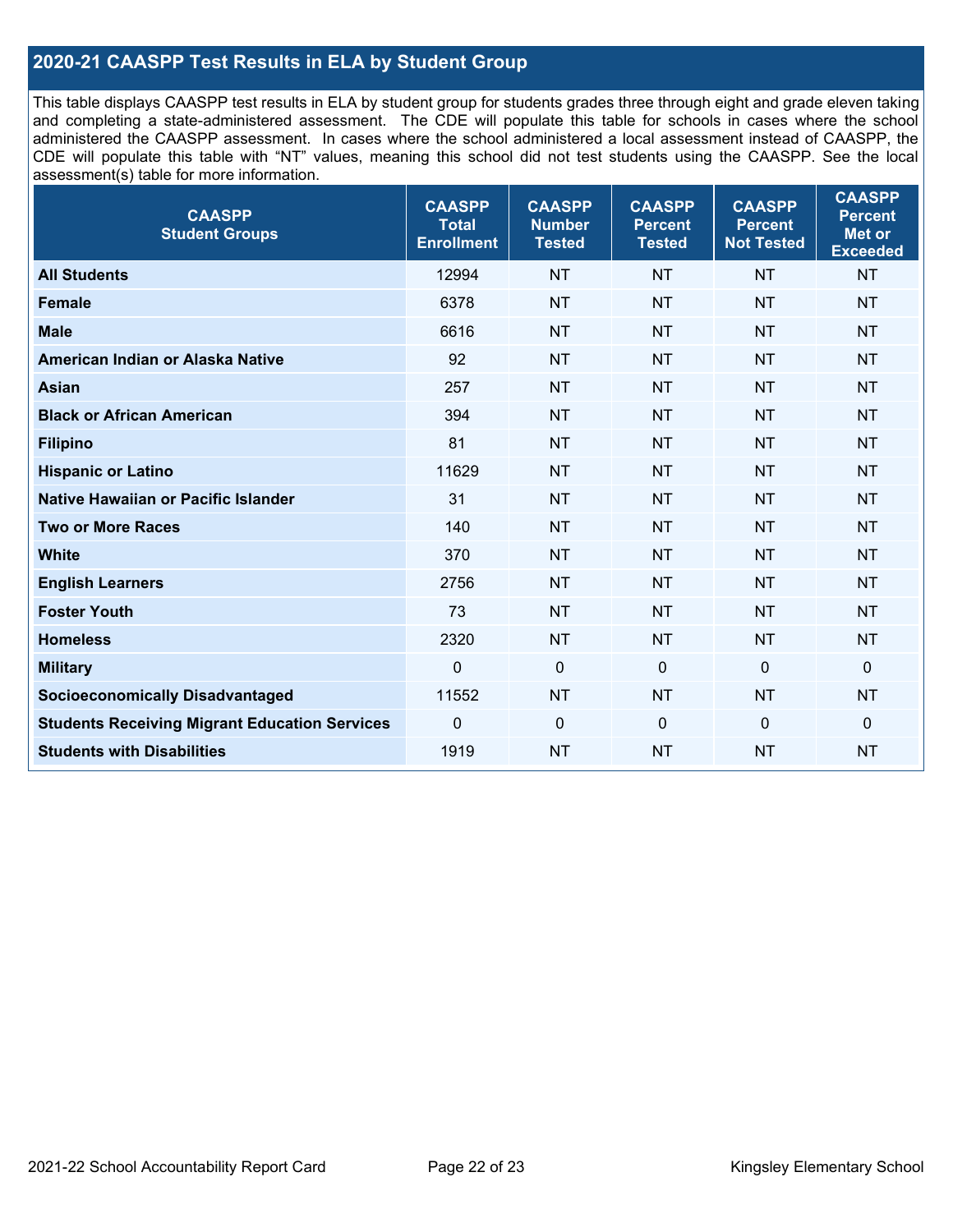## 2020-21 CAASPP Test Results in ELA by Student Group

This table displays CAASPP test results in ELA by student group for students grades three through eight and grade eleven taking and completing a state-administered assessment. The CDE will populate this table for schools in cases where the school administered the CAASPP assessment. In cases where the school administered a local assessment instead of CAASPP, the CDE will populate this table with "NT" values, meaning this school did not test students using the CAASPP. See the local assessment(s) table for more information.

| CAASPP Student Groups | CAASPP Total Enrollment | CAASPP Number Tested | CAASPP Percent Tested | CAASPP Percent Not Tested | CAASPP Percent Met or Exceeded |
|---|---|---|---|---|---|
| **All Students** | 12994 | NT | NT | NT | NT |
| **Female** | 6378 | NT | NT | NT | NT |
| **Male** | 6616 | NT | NT | NT | NT |
| **American Indian or Alaska Native** | 92 | NT | NT | NT | NT |
| **Asian** | 257 | NT | NT | NT | NT |
| **Black or African American** | 394 | NT | NT | NT | NT |
| **Filipino** | 81 | NT | NT | NT | NT |
| **Hispanic or Latino** | 11629 | NT | NT | NT | NT |
| **Native Hawaiian or Pacific Islander** | 31 | NT | NT | NT | NT |
| **Two or More Races** | 140 | NT | NT | NT | NT |
| **White** | 370 | NT | NT | NT | NT |
| **English Learners** | 2756 | NT | NT | NT | NT |
| **Foster Youth** | 73 | NT | NT | NT | NT |
| **Homeless** | 2320 | NT | NT | NT | NT |
| **Military** | 0 | 0 | 0 | 0 | 0 |
| **Socioeconomically Disadvantaged** | 11552 | NT | NT | NT | NT |
| **Students Receiving Migrant Education Services** | 0 | 0 | 0 | 0 | 0 |
| **Students with Disabilities** | 1919 | NT | NT | NT | NT |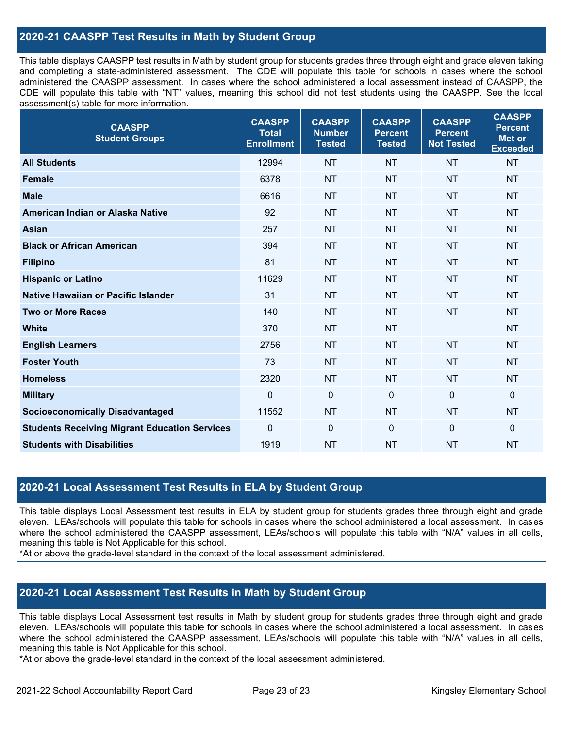## 2020-21 CAASPP Test Results in Math by Student Group

This table displays CAASPP test results in Math by student group for students grades three through eight and grade eleven taking and completing a state-administered assessment. The CDE will populate this table for schools in cases where the school administered the CAASPP assessment. In cases where the school administered a local assessment instead of CAASPP, the CDE will populate this table with "NT" values, meaning this school did not test students using the CAASPP. See the local assessment(s) table for more information.

| CAASPP Student Groups | CAASPP Total Enrollment | CAASPP Number Tested | CAASPP Percent Tested | CAASPP Percent Not Tested | CAASPP Percent Met or Exceeded |
|---|---|---|---|---|---|
| **All Students** | 12994 | NT | NT | NT | NT |
| **Female** | 6378 | NT | NT | NT | NT |
| **Male** | 6616 | NT | NT | NT | NT |
| **American Indian or Alaska Native** | 92 | NT | NT | NT | NT |
| **Asian** | 257 | NT | NT | NT | NT |
| **Black or African American** | 394 | NT | NT | NT | NT |
| **Filipino** | 81 | NT | NT | NT | NT |
| **Hispanic or Latino** | 11629 | NT | NT | NT | NT |
| **Native Hawaiian or Pacific Islander** | 31 | NT | NT | NT | NT |
| **Two or More Races** | 140 | NT | NT | NT | NT |
| **White** | 370 | NT | NT | | NT |
| **English Learners** | 2756 | NT | NT | NT | NT |
| **Foster Youth** | 73 | NT | NT | NT | NT |
| **Homeless** | 2320 | NT | NT | NT | NT |
| **Military** | 0 | 0 | 0 | 0 | 0 |
| **Socioeconomically Disadvantaged** | 11552 | NT | NT | NT | NT |
| **Students Receiving Migrant Education Services** | 0 | 0 | 0 | 0 | 0 |
| **Students with Disabilities** | 1919 | NT | NT | NT | NT |

## 2020-21 Local Assessment Test Results in ELA by Student Group

This table displays Local Assessment test results in ELA by student group for students grades three through eight and grade eleven. LEAs/schools will populate this table for schools in cases where the school administered a local assessment. In cases where the school administered the CAASPP assessment, LEAs/schools will populate this table with "N/A" values in all cells, meaning this table is Not Applicable for this school.

*At or above the grade-level standard in the context of the local assessment administered.

## 2020-21 Local Assessment Test Results in Math by Student Group

This table displays Local Assessment test results in Math by student group for students grades three through eight and grade eleven. LEAs/schools will populate this table for schools in cases where the school administered a local assessment. In cases where the school administered the CAASPP assessment, LEAs/schools will populate this table with "N/A" values in all cells, meaning this table is Not Applicable for this school.

*At or above the grade-level standard in the context of the local assessment administered.